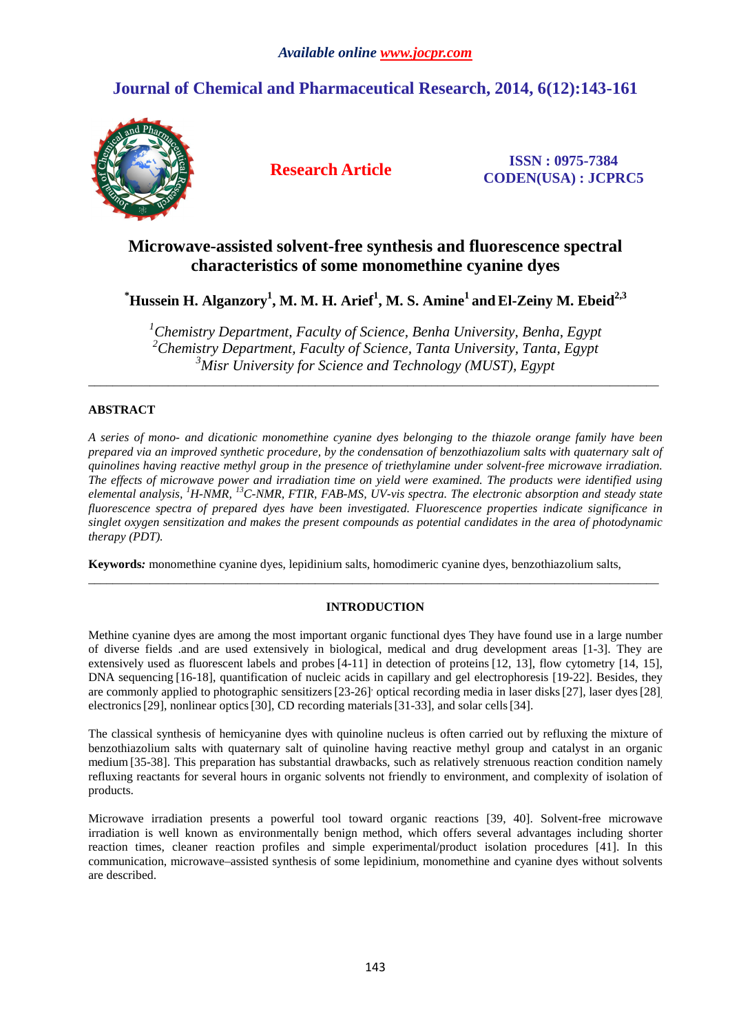*Available online www.jocpr.com*

# Journal of Chemical and Pharmaceutical Research, 2014, 6(12):143-161

**Research Article**

**ISSN : 0975-7384**
**CODEN(USA) : JCPRC5**

# Microwave-assisted solvent-free synthesis and fluorescence spectral characteristics of some monomethine cyanine dyes

**\*Hussein H. Alganzory[1], M. M. H. Arief[1], M. S. Amine[1] and El-Zeiny M. Ebeid[2,3]**

*[1]Chemistry Department, Faculty of Science, Benha University, Benha, Egypt*
*[2]Chemistry Department, Faculty of Science, Tanta University, Tanta, Egypt*
*[3]Misr University for Science and Technology (MUST), Egypt*

---

## ABSTRACT

*A series of mono- and dicationic monomethine cyanine dyes belonging to the thiazole orange family have been prepared via an improved synthetic procedure, by the condensation of benzothiazolium salts with quaternary salt of quinolines having reactive methyl group in the presence of triethylamine under solvent-free microwave irradiation. The effects of microwave power and irradiation time on yield were examined. The products were identified using elemental analysis, $^{1}$H-NMR, $^{13}$C-NMR, FTIR, FAB-MS, UV-vis spectra. The electronic absorption and steady state fluorescence spectra of prepared dyes have been investigated. Fluorescence properties indicate significance in singlet oxygen sensitization and makes the present compounds as potential candidates in the area of photodynamic therapy (PDT).*

**Keywords:** monomethine cyanine dyes, lepidinium salts, homodimeric cyanine dyes, benzothiazolium salts,

---

## INTRODUCTION

Methine cyanine dyes are among the most important organic functional dyes They have found use in a large number of diverse fields .and are used extensively in biological, medical and drug development areas [1-3]. They are extensively used as fluorescent labels and probes [4-11] in detection of proteins [12, 13], flow cytometry [14, 15], DNA sequencing [16-18], quantification of nucleic acids in capillary and gel electrophoresis [19-22]. Besides, they are commonly applied to photographic sensitizers [23-26], optical recording media in laser disks [27], laser dyes [28], electronics [29], nonlinear optics [30], CD recording materials [31-33], and solar cells [34].

The classical synthesis of hemicyanine dyes with quinoline nucleus is often carried out by refluxing the mixture of benzothiazolium salts with quaternary salt of quinoline having reactive methyl group and catalyst in an organic medium [35-38]. This preparation has substantial drawbacks, such as relatively strenuous reaction condition namely refluxing reactants for several hours in organic solvents not friendly to environment, and complexity of isolation of products.

Microwave irradiation presents a powerful tool toward organic reactions [39, 40]. Solvent-free microwave irradiation is well known as environmentally benign method, which offers several advantages including shorter reaction times, cleaner reaction profiles and simple experimental/product isolation procedures [41]. In this communication, microwave–assisted synthesis of some lepidinium, monomethine and cyanine dyes without solvents are described.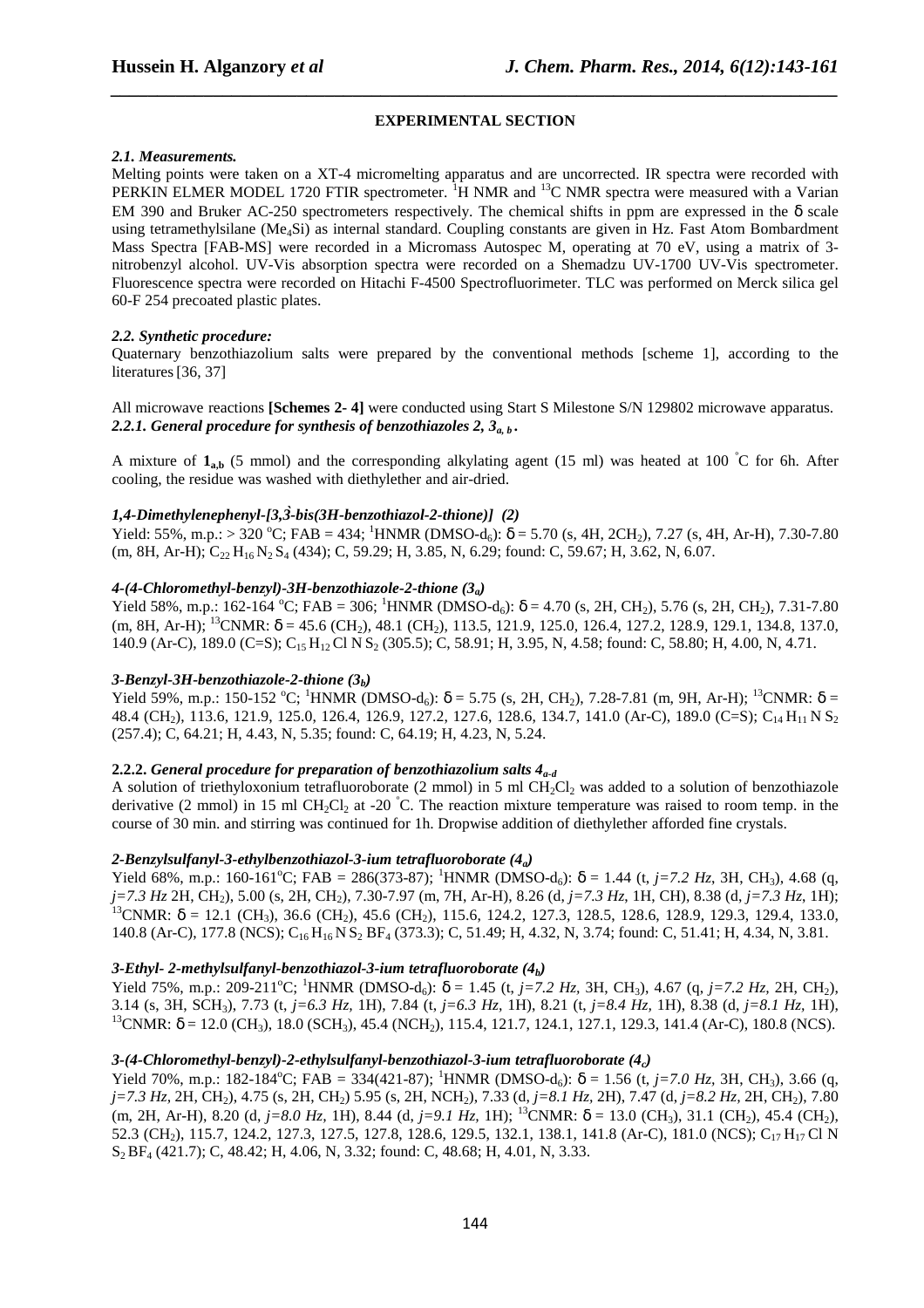## EXPERIMENTAL SECTION

### *2.1. Measurements.*

Melting points were taken on a XT-4 micromelting apparatus and are uncorrected. IR spectra were recorded with PERKIN ELMER MODEL 1720 FTIR spectrometer. $^1$H NMR and $^{13}$C NMR spectra were measured with a Varian EM 390 and Bruker AC-250 spectrometers respectively. The chemical shifts in ppm are expressed in the δ scale using tetramethylsilane ($Me_4Si$) as internal standard. Coupling constants are given in Hz. Fast Atom Bombardment Mass Spectra [FAB-MS] were recorded in a Micromass Autospec M, operating at 70 eV, using a matrix of 3-nitrobenzyl alcohol. UV-Vis absorption spectra were recorded on a Shemadzu UV-1700 UV-Vis spectrometer. Fluorescence spectra were recorded on Hitachi F-4500 Spectrofluorimeter. TLC was performed on Merck silica gel 60-F 254 precoated plastic plates.

### *2.2. Synthetic procedure:*

Quaternary benzothiazolium salts were prepared by the conventional methods [scheme 1], according to the literatures [36, 37]

All microwave reactions **[Schemes 2- 4]** were conducted using Start S Milestone S/N 129802 microwave apparatus.

#### *2.2.1. General procedure for synthesis of benzothiazoles 2, $3_{a,b}$.*

A mixture of $\mathbf{1_{a,b}}$ (5 mmol) and the corresponding alkylating agent (15 ml) was heated at 100 °C for 6h. After cooling, the residue was washed with diethylether and air-dried.

#### *1,4-Dimethylenephenyl-[3,3̀-bis(3H-benzothiazol-2-thione)] (2)*

Yield: 55%, m.p.: > 320 °C; FAB = 434; $^1$HNMR (DMSO-d$_6$): δ = 5.70 (s, 4H, 2CH$_2$), 7.27 (s, 4H, Ar-H), 7.30-7.80 (m, 8H, Ar-H); $C_{22}H_{16}N_2S_4$ (434); C, 59.29; H, 3.85, N, 6.29; found: C, 59.67; H, 3.62, N, 6.07.

#### *4-(4-Chloromethyl-benzyl)-3H-benzothiazole-2-thione ($3_a$)*

Yield 58%, m.p.: 162-164 °C; FAB = 306; $^1$HNMR (DMSO-d$_6$): δ = 4.70 (s, 2H, CH$_2$), 5.76 (s, 2H, CH$_2$), 7.31-7.80 (m, 8H, Ar-H); $^{13}$CNMR: δ = 45.6 (CH$_2$), 48.1 (CH$_2$), 113.5, 121.9, 125.0, 126.4, 127.2, 128.9, 129.1, 134.8, 137.0, 140.9 (Ar-C), 189.0 (C=S); $C_{15}H_{12}ClNS_2$ (305.5); C, 58.91; H, 3.95, N, 4.58; found: C, 58.80; H, 4.00, N, 4.71.

#### *3-Benzyl-3H-benzothiazole-2-thione ($3_b$)*

Yield 59%, m.p.: 150-152 °C; $^1$HNMR (DMSO-d$_6$): δ = 5.75 (s, 2H, CH$_2$), 7.28-7.81 (m, 9H, Ar-H); $^{13}$CNMR: δ = 48.4 (CH$_2$), 113.6, 121.9, 125.0, 126.4, 126.9, 127.2, 127.6, 128.6, 134.7, 141.0 (Ar-C), 189.0 (C=S); $C_{14}H_{11}NS_2$ (257.4); C, 64.21; H, 4.43, N, 5.35; found: C, 64.19; H, 4.23, N, 5.24.

#### 2.2.2. *General procedure for preparation of benzothiazolium salts $4_{a-d}$*

A solution of triethyloxonium tetrafluoroborate (2 mmol) in 5 ml $CH_2Cl_2$ was added to a solution of benzothiazole derivative (2 mmol) in 15 ml $CH_2Cl_2$ at -20 °C. The reaction mixture temperature was raised to room temp. in the course of 30 min. and stirring was continued for 1h. Dropwise addition of diethylether afforded fine crystals.

#### *2-Benzylsulfanyl-3-ethylbenzothiazol-3-ium tetrafluoroborate ($4_a$)*

Yield 68%, m.p.: 160-161°C; FAB = 286(373-87); $^1$HNMR (DMSO-d$_6$): δ = 1.44 (t, *j=7.2 Hz*, 3H, CH$_3$), 4.68 (q, *j=7.3 Hz* 2H, CH$_2$), 5.00 (s, 2H, CH$_2$), 7.30-7.97 (m, 7H, Ar-H), 8.26 (d, *j=7.3 Hz*, 1H, CH), 8.38 (d, *j=7.3 Hz*, 1H); $^{13}$CNMR: δ = 12.1 (CH$_3$), 36.6 (CH$_2$), 45.6 (CH$_2$), 115.6, 124.2, 127.3, 128.5, 128.6, 128.9, 129.3, 129.4, 133.0, 140.8 (Ar-C), 177.8 (NCS); $C_{16}H_{16}NS_2BF_4$ (373.3); C, 51.49; H, 4.32, N, 3.74; found: C, 51.41; H, 4.34, N, 3.81.

#### *3-Ethyl- 2-methylsulfanyl-benzothiazol-3-ium tetrafluoroborate ($4_b$)*

Yield 75%, m.p.: 209-211°C; $^1$HNMR (DMSO-d$_6$): δ = 1.45 (t, *j=7.2 Hz*, 3H, CH$_3$), 4.67 (q, *j=7.2 Hz*, 2H, CH$_2$), 3.14 (s, 3H, SCH$_3$), 7.73 (t, *j=6.3 Hz*, 1H), 7.84 (t, *j=6.3 Hz*, 1H), 8.21 (t, *j=8.4 Hz*, 1H), 8.38 (d, *j=8.1 Hz*, 1H), $^{13}$CNMR: δ = 12.0 (CH$_3$), 18.0 (SCH$_3$), 45.4 (NCH$_2$), 115.4, 121.7, 124.1, 127.1, 129.3, 141.4 (Ar-C), 180.8 (NCS).

#### *3-(4-Chloromethyl-benzyl)-2-ethylsulfanyl-benzothiazol-3-ium tetrafluoroborate ($4_c$)*

Yield 70%, m.p.: 182-184°C; FAB = 334(421-87); $^1$HNMR (DMSO-d$_6$): δ = 1.56 (t, *j=7.0 Hz*, 3H, CH$_3$), 3.66 (q, *j=7.3 Hz*, 2H, CH$_2$), 4.75 (s, 2H, CH$_2$) 5.95 (s, 2H, NCH$_2$), 7.33 (d, *j=8.1 Hz*, 2H), 7.47 (d, *j=8.2 Hz*, 2H, CH$_2$), 7.80 (m, 2H, Ar-H), 8.20 (d, *j=8.0 Hz*, 1H), 8.44 (d, *j=9.1 Hz*, 1H); $^{13}$CNMR: δ = 13.0 (CH$_3$), 31.1 (CH$_2$), 45.4 (CH$_2$), 52.3 (CH$_2$), 115.7, 124.2, 127.3, 127.5, 127.8, 128.6, 129.5, 132.1, 138.1, 141.8 (Ar-C), 181.0 (NCS); $C_{17}H_{17}ClNS_2BF_4$ (421.7); C, 48.42; H, 4.06, N, 3.32; found: C, 48.68; H, 4.01, N, 3.33.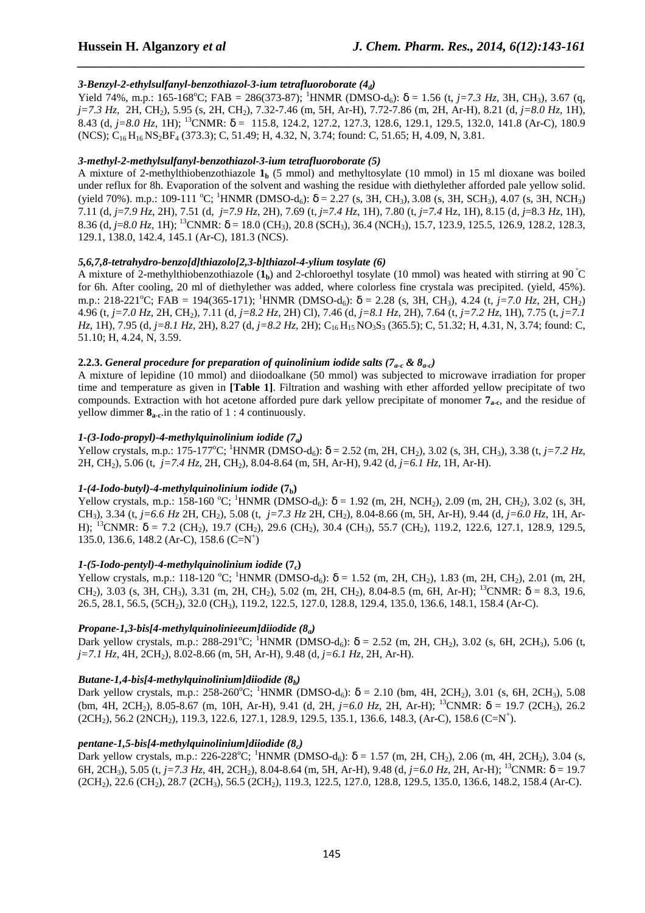### *3-Benzyl-2-ethylsulfanyl-benzothiazol-3-ium tetrafluoroborate ($4_d$)*

Yield 74%, m.p.: 165-168°C; FAB = 286(373-87); $^1$HNMR (DMSO-d$_6$): δ = 1.56 (t, *j=7.3 Hz*, 3H, CH$_3$), 3.67 (q, *j=7.3 Hz*, 2H, CH$_2$), 5.95 (s, 2H, CH$_2$), 7.32-7.46 (m, 5H, Ar-H), 7.72-7.86 (m, 2H, Ar-H), 8.21 (d, *j=8.0 Hz*, 1H), 8.43 (d, *j=8.0 Hz*, 1H); $^{13}$CNMR: δ = 115.8, 124.2, 127.2, 127.3, 128.6, 129.1, 129.5, 132.0, 141.8 (Ar-C), 180.9 (NCS); $C_{16}H_{16}NS_2BF_4$ (373.3); C, 51.49; H, 4.32, N, 3.74; found: C, 51.65; H, 4.09, N, 3.81.

### *3-methyl-2-methylsulfanyl-benzothiazol-3-ium tetrafluoroborate (5)*

A mixture of 2-methylthiobenzothiazole $\mathbf{1_b}$ (5 mmol) and methyltosylate (10 mmol) in 15 ml dioxane was boiled under reflux for 8h. Evaporation of the solvent and washing the residue with diethylether afforded pale yellow solid. (yield 70%). m.p.: 109-111 °C; $^1$HNMR (DMSO-d$_6$): δ = 2.27 (s, 3H, CH$_3$), 3.08 (s, 3H, SCH$_3$), 4.07 (s, 3H, NCH$_3$) 7.11 (d, *j=7.9 Hz*, 2H), 7.51 (d, *j=7.9 Hz*, 2H), 7.69 (t, *j=7.4 Hz*, 1H), 7.80 (t, *j=7.4* Hz, 1H), 8.15 (d, *j*=8.3 *Hz*, 1H), 8.36 (d, *j=8.0 Hz*, 1H); $^{13}$CNMR: δ = 18.0 (CH$_3$), 20.8 (SCH$_3$), 36.4 (NCH$_3$), 15.7, 123.9, 125.5, 126.9, 128.2, 128.3, 129.1, 138.0, 142.4, 145.1 (Ar-C), 181.3 (NCS).

### *5,6,7,8-tetrahydro-benzo[d]thiazolo[2,3-b]thiazol-4-ylium tosylate (6)*

A mixture of 2-methylthiobenzothiazole ($\mathbf{1_b}$) and 2-chloroethyl tosylate (10 mmol) was heated with stirring at 90 °C for 6h. After cooling, 20 ml of diethylether was added, where colorless fine crystala was precipitated. (yield, 45%). m.p.: 218-221°C; FAB = 194(365-171); $^1$HNMR (DMSO-d$_6$): δ = 2.28 (s, 3H, CH$_3$), 4.24 (t, *j=7.0 Hz*, 2H, CH$_2$) 4.96 (t, *j=7.0 Hz*, 2H, CH$_2$), 7.11 (d, *j=8.2 Hz*, 2H) Cl), 7.46 (d, *j=8.1 Hz*, 2H), 7.64 (t, *j=7.2 Hz*, 1H), 7.75 (t, *j=7.1 Hz*, 1H), 7.95 (d, *j=8.1 Hz*, 2H), 8.27 (d, *j=8.2 Hz*, 2H); $C_{16}H_{15}NO_3S_3$ (365.5); C, 51.32; H, 4.31, N, 3.74; found: C, 51.10; H, 4.24, N, 3.59.

### **2.2.3.** *General procedure for preparation of quinolinium iodide salts ($7_{a-c}$ & $8_{a-c}$)*

A mixture of lepidine (10 mmol) and diiodoalkane (50 mmol) was subjected to microwave irradiation for proper time and temperature as given in **[Table 1]**. Filtration and washing with ether afforded yellow precipitate of two compounds. Extraction with hot acetone afforded pure dark yellow precipitate of monomer $\mathbf{7_{a-c}}$, and the residue of yellow dimmer $\mathbf{8_{a-c}}$.in the ratio of 1 : 4 continuously.

### *1-(3-Iodo-propyl)-4-methylquinolinium iodide ($7_a$)*

Yellow crystals, m.p.: 175-177°C; $^1$HNMR (DMSO-d$_6$): δ = 2.52 (m, 2H, CH$_2$), 3.02 (s, 3H, CH$_3$), 3.38 (t, *j=7.2 Hz*, 2H, CH$_2$), 5.06 (t, *j=7.4 Hz*, 2H, CH$_2$), 8.04-8.64 (m, 5H, Ar-H), 9.42 (d, *j=6.1 Hz*, 1H, Ar-H).

### *1-(4-Iodo-butyl)-4-methylquinolinium iodide* ($\mathbf{7_b}$)

Yellow crystals, m.p.: 158-160 °C; $^1$HNMR (DMSO-d$_6$): δ = 1.92 (m, 2H, NCH$_2$), 2.09 (m, 2H, CH$_2$), 3.02 (s, 3H, CH$_3$), 3.34 (t, *j=6.6 Hz* 2H, CH$_2$), 5.08 (t, *j=7.3 Hz* 2H, CH$_2$), 8.04-8.66 (m, 5H, Ar-H), 9.44 (d, *j=6.0 Hz*, 1H, Ar-H); $^{13}$CNMR: δ = 7.2 (CH$_2$), 19.7 (CH$_2$), 29.6 (CH$_2$), 30.4 (CH$_3$), 55.7 (CH$_2$), 119.2, 122.6, 127.1, 128.9, 129.5, 135.0, 136.6, 148.2 (Ar-C), 158.6 (C=N$^+$)

### *1-(5-Iodo-pentyl)-4-methylquinolinium iodide* ($\mathbf{7_c}$)

Yellow crystals, m.p.: 118-120 °C; $^1$HNMR (DMSO-d$_6$): δ = 1.52 (m, 2H, CH$_2$), 1.83 (m, 2H, CH$_2$), 2.01 (m, 2H, CH$_2$), 3.03 (s, 3H, CH$_3$), 3.31 (m, 2H, CH$_2$), 5.02 (m, 2H, CH$_2$), 8.04-8.5 (m, 6H, Ar-H); $^{13}$CNMR: δ = 8.3, 19.6, 26.5, 28.1, 56.5, (5CH$_2$), 32.0 (CH$_3$), 119.2, 122.5, 127.0, 128.8, 129.4, 135.0, 136.6, 148.1, 158.4 (Ar-C).

### *Propane-1,3-bis[4-methylquinolinieeum]diiodide ($8_a$)*

Dark yellow crystals, m.p.: 288-291°C; $^1$HNMR (DMSO-d$_6$): δ = 2.52 (m, 2H, CH$_2$), 3.02 (s, 6H, 2CH$_3$), 5.06 (t, *j=7.1 Hz*, 4H, 2CH$_2$), 8.02-8.66 (m, 5H, Ar-H), 9.48 (d, *j=6.1 Hz*, 2H, Ar-H).

### *Butane-1,4-bis[4-methylquinolinium]diiodide ($8_b$)*

Dark yellow crystals, m.p.: 258-260°C; $^1$HNMR (DMSO-d$_6$): δ = 2.10 (bm, 4H, 2CH$_2$), 3.01 (s, 6H, 2CH$_3$), 5.08 (bm, 4H, 2CH$_2$), 8.05-8.67 (m, 10H, Ar-H), 9.41 (d, 2H, *j=6.0 Hz*, 2H, Ar-H); $^{13}$CNMR: δ = 19.7 (2CH$_3$), 26.2 (2CH$_2$), 56.2 (2NCH$_2$), 119.3, 122.6, 127.1, 128.9, 129.5, 135.1, 136.6, 148.3, (Ar-C), 158.6 (C=N$^+$).

### *pentane-1,5-bis[4-methylquinolinium]diiodide ($8_c$)*

Dark yellow crystals, m.p.: 226-228°C; $^1$HNMR (DMSO-d$_6$): δ = 1.57 (m, 2H, CH$_2$), 2.06 (m, 4H, 2CH$_2$), 3.04 (s, 6H, 2CH$_3$), 5.05 (t, *j=7.3 Hz*, 4H, 2CH$_2$), 8.04-8.64 (m, 5H, Ar-H), 9.48 (d, *j=6.0 Hz*, 2H, Ar-H); $^{13}$CNMR: δ = 19.7 (2CH$_2$), 22.6 (CH$_2$), 28.7 (2CH$_3$), 56.5 (2CH$_2$), 119.3, 122.5, 127.0, 128.8, 129.5, 135.0, 136.6, 148.2, 158.4 (Ar-C).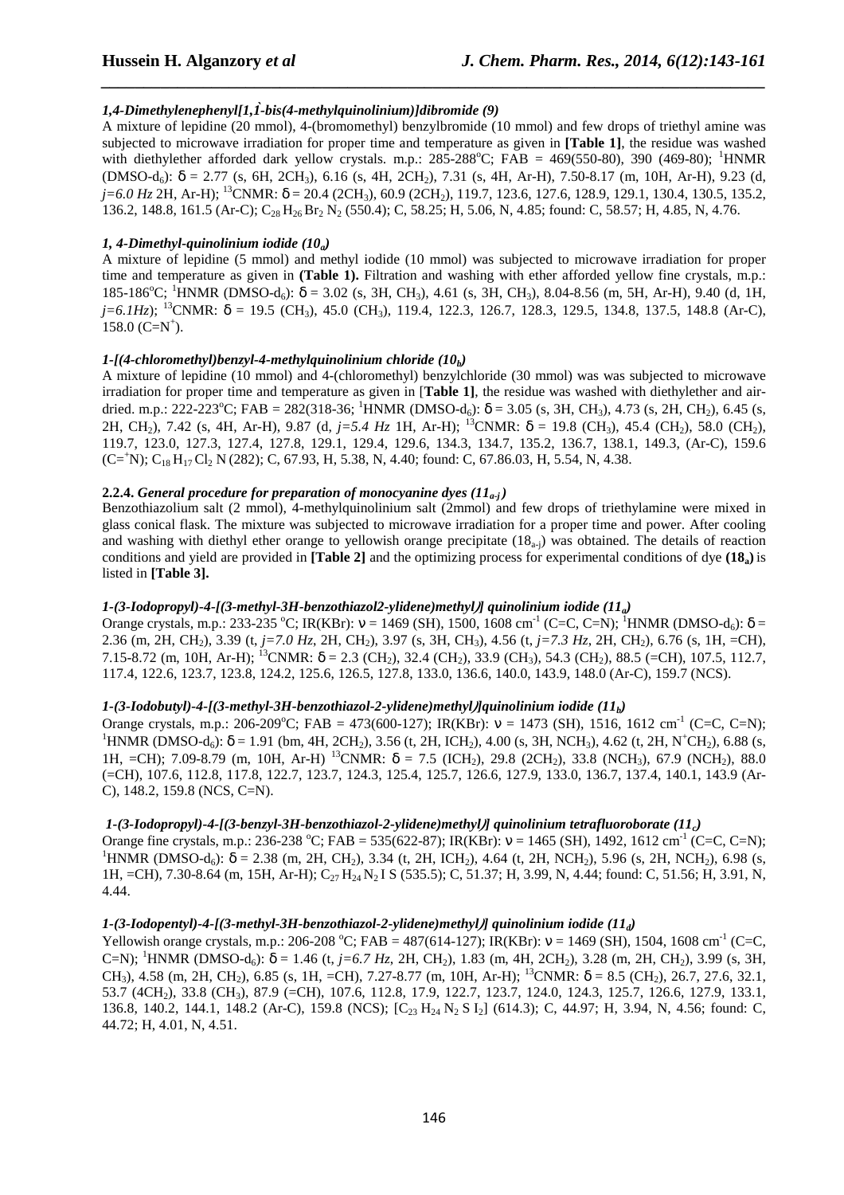### *1,4-Dimethylenephenyl[1,1̂-bis(4-methylquinolinium)]dibromide (9)*

A mixture of lepidine (20 mmol), 4-(bromomethyl) benzylbromide (10 mmol) and few drops of triethyl amine was subjected to microwave irradiation for proper time and temperature as given in **[Table 1]**, the residue was washed with diethylether afforded dark yellow crystals. m.p.: 285-288°C; FAB = 469(550-80), 390 (469-80); $^1$HNMR (DMSO-d$_6$): δ = 2.77 (s, 6H, 2CH$_3$), 6.16 (s, 4H, 2CH$_2$), 7.31 (s, 4H, Ar-H), 7.50-8.17 (m, 10H, Ar-H), 9.23 (d, *j=6.0 Hz* 2H, Ar-H); $^{13}$CNMR: δ = 20.4 (2CH$_3$), 60.9 (2CH$_2$), 119.7, 123.6, 127.6, 128.9, 129.1, 130.4, 130.5, 135.2, 136.2, 148.8, 161.5 (Ar-C); $C_{28}H_{26}Br_2N_2$ (550.4); C, 58.25; H, 5.06, N, 4.85; found: C, 58.57; H, 4.85, N, 4.76.

### *1, 4-Dimethyl-quinolinium iodide (10$_a$)*

A mixture of lepidine (5 mmol) and methyl iodide (10 mmol) was subjected to microwave irradiation for proper time and temperature as given in **(Table 1).** Filtration and washing with ether afforded yellow fine crystals, m.p.: 185-186°C; $^1$HNMR (DMSO-d$_6$): δ = 3.02 (s, 3H, CH$_3$), 4.61 (s, 3H, CH$_3$), 8.04-8.56 (m, 5H, Ar-H), 9.40 (d, 1H, *j=6.1Hz*); $^{13}$CNMR: δ = 19.5 (CH$_3$), 45.0 (CH$_3$), 119.4, 122.3, 126.7, 128.3, 129.5, 134.8, 137.5, 148.8 (Ar-C), 158.0 (C=N$^+$).

### *1-[(4-chloromethyl)benzyl-4-methylquinolinium chloride (10$_b$)*

A mixture of lepidine (10 mmol) and 4-(chloromethyl) benzylchloride (30 mmol) was was subjected to microwave irradiation for proper time and temperature as given in [**Table 1]**, the residue was washed with diethylether and air-dried. m.p.: 222-223°C; FAB = 282(318-36; $^1$HNMR (DMSO-d$_6$): δ = 3.05 (s, 3H, CH$_3$), 4.73 (s, 2H, CH$_2$), 6.45 (s, 2H, CH$_2$), 7.42 (s, 4H, Ar-H), 9.87 (d, *j=5.4 Hz* 1H, Ar-H); $^{13}$CNMR: δ = 19.8 (CH$_3$), 45.4 (CH$_2$), 58.0 (CH$_2$), 119.7, 123.0, 127.3, 127.4, 127.8, 129.1, 129.4, 129.6, 134.3, 134.7, 135.2, 136.7, 138.1, 149.3, (Ar-C), 159.6 (C=$^+$N); $C_{18}H_{17}Cl_2N$ (282); C, 67.93, H, 5.38, N, 4.40; found: C, 67.86.03, H, 5.54, N, 4.38.

### **2.2.4.** *General procedure for preparation of monocyanine dyes (11$_{a-j}$)*

Benzothiazolium salt (2 mmol), 4-methylquinolinium salt (2mmol) and few drops of triethylamine were mixed in glass conical flask. The mixture was subjected to microwave irradiation for a proper time and power. After cooling and washing with diethyl ether orange to yellowish orange precipitate (18$_{a-j}$) was obtained. The details of reaction conditions and yield are provided in **[Table 2]** and the optimizing process for experimental conditions of dye **(18$_a$)** is listed in **[Table 3].**

### *1-(3-Iodopropyl)-4-[(3-methyl-3H-benzothiazol2-ylidene)methyl)] quinolinium iodide (11$_a$)*

Orange crystals, m.p.: 233-235 °C; IR(KBr): ν = 1469 (SH), 1500, 1608 cm$^{-1}$ (C=C, C=N); $^1$HNMR (DMSO-d$_6$): δ = 2.36 (m, 2H, CH$_2$), 3.39 (t, *j=7.0 Hz*, 2H, CH$_2$), 3.97 (s, 3H, CH$_3$), 4.56 (t, *j=7.3 Hz*, 2H, CH$_2$), 6.76 (s, 1H, =CH), 7.15-8.72 (m, 10H, Ar-H); $^{13}$CNMR: δ = 2.3 (CH$_2$), 32.4 (CH$_2$), 33.9 (CH$_3$), 54.3 (CH$_2$), 88.5 (=CH), 107.5, 112.7, 117.4, 122.6, 123.7, 123.8, 124.2, 125.6, 126.5, 127.8, 133.0, 136.6, 140.0, 143.9, 148.0 (Ar-C), 159.7 (NCS).

### *1-(3-Iodobutyl)-4-[(3-methyl-3H-benzothiazol-2-ylidene)methyl)]quinolinium iodide (11$_b$)*

Orange crystals, m.p.: 206-209°C; FAB = 473(600-127); IR(KBr): ν = 1473 (SH), 1516, 1612 cm$^{-1}$ (C=C, C=N); $^1$HNMR (DMSO-d$_6$): δ = 1.91 (bm, 4H, 2CH$_2$), 3.56 (t, 2H, ICH$_2$), 4.00 (s, 3H, NCH$_3$), 4.62 (t, 2H, N$^+$CH$_2$), 6.88 (s, 1H, =CH); 7.09-8.79 (m, 10H, Ar-H) $^{13}$CNMR: δ = 7.5 (ICH$_2$), 29.8 (2CH$_2$), 33.8 (NCH$_3$), 67.9 (NCH$_2$), 88.0 (=CH), 107.6, 112.8, 117.8, 122.7, 123.7, 124.3, 125.4, 125.7, 126.6, 127.9, 133.0, 136.7, 137.4, 140.1, 143.9 (Ar-C), 148.2, 159.8 (NCS, C=N).

### *1-(3-Iodopropyl)-4-[(3-benzyl-3H-benzothiazol-2-ylidene)methyl)] quinolinium tetrafluoroborate (11$_c$)*

Orange fine crystals, m.p.: 236-238 °C; FAB = 535(622-87); IR(KBr): ν = 1465 (SH), 1492, 1612 cm$^{-1}$ (C=C, C=N); $^1$HNMR (DMSO-d$_6$): δ = 2.38 (m, 2H, CH$_2$), 3.34 (t, 2H, ICH$_2$), 4.64 (t, 2H, NCH$_2$), 5.96 (s, 2H, NCH$_2$), 6.98 (s, 1H, =CH), 7.30-8.64 (m, 15H, Ar-H); $C_{27}H_{24}N_2IS$ (535.5); C, 51.37; H, 3.99, N, 4.44; found: C, 51.56; H, 3.91, N, 4.44.

### *1-(3-Iodopentyl)-4-[(3-methyl-3H-benzothiazol-2-ylidene)methyl)] quinolinium iodide (11$_d$)*

Yellowish orange crystals, m.p.: 206-208 °C; FAB = 487(614-127); IR(KBr): ν = 1469 (SH), 1504, 1608 cm$^{-1}$ (C=C, C=N); $^1$HNMR (DMSO-d$_6$): δ = 1.46 (t, *j=6.7 Hz*, 2H, CH$_2$), 1.83 (m, 4H, 2CH$_2$), 3.28 (m, 2H, CH$_2$), 3.99 (s, 3H, CH$_3$), 4.58 (m, 2H, CH$_2$), 6.85 (s, 1H, =CH), 7.27-8.77 (m, 10H, Ar-H); $^{13}$CNMR: δ = 8.5 (CH$_2$), 26.7, 27.6, 32.1, 53.7 (4CH$_2$), 33.8 (CH$_3$), 87.9 (=CH), 107.6, 112.8, 17.9, 122.7, 123.7, 124.0, 124.3, 125.7, 126.6, 127.9, 133.1, 136.8, 140.2, 144.1, 148.2 (Ar-C), 159.8 (NCS); [$C_{23}H_{24}N_2SI_2$] (614.3); C, 44.97; H, 3.94, N, 4.56; found: C, 44.72; H, 4.01, N, 4.51.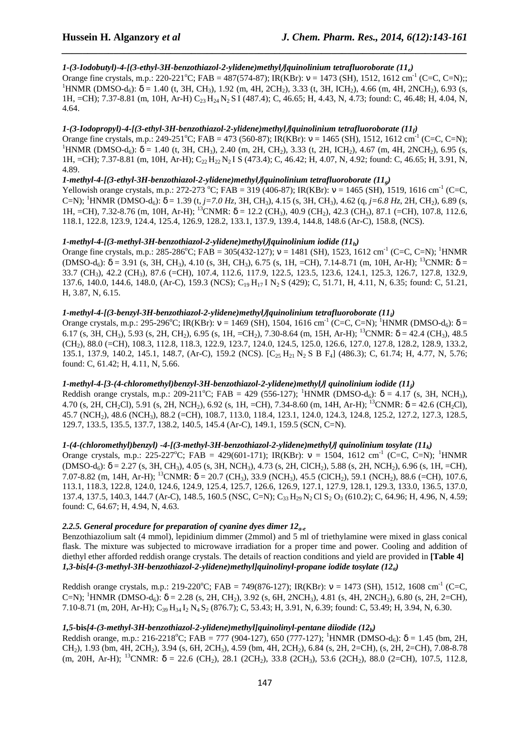### *1-(3-Iodobutyl)-4-[(3-ethyl-3H-benzothiazol-2-ylidene)methyl)]quinolinium tetrafluoroborate ($11_e$)*

Orange fine crystals, m.p.: 220-221°C; FAB = 487(574-87); IR(KBr): ν = 1473 (SH), 1512, 1612 $cm^{-1}$ (C=C, C=N);; $^1$HNMR (DMSO-$d_6$): δ = 1.40 (t, 3H, $CH_3$), 1.92 (m, 4H, $2CH_2$), 3.33 (t, 3H, $ICH_2$), 4.66 (m, 4H, $2NCH_2$), 6.93 (s, 1H, =CH); 7.37-8.81 (m, 10H, Ar-H) $C_{23}H_{24}N_2SI$ (487.4); C, 46.65; H, 4.43, N, 4.73; found: C, 46.48; H, 4.04, N, 4.64.

### *1-(3-Iodopropyl)-4-[(3-ethyl-3H-benzothiazol-2-ylidene)methyl)]quinolinium tetrafluoroborate ($11_f$)*

Orange fine crystals, m.p.: 249-251°C; FAB = 473 (560-87); IR(KBr): ν = 1465 (SH), 1512, 1612 $cm^{-1}$ (C=C, C=N); $^1$HNMR (DMSO-$d_6$): δ = 1.40 (t, 3H, $CH_3$), 2.40 (m, 2H, $CH_2$), 3.33 (t, 2H, $ICH_2$), 4.67 (m, 4H, $2NCH_2$), 6.95 (s, 1H, =CH), 7.37-8.81 (m, 10H, Ar-H); $C_{22}H_{22}N_2IS$ (473.4); C, 46.42; H, 4.07, N, 4.92; found: C, 46.65; H, 3.91, N, 4.89.

### *1-methyl-4-[(3-ethyl-3H-benzothiazol-2-ylidene)methyl)]quinolinium tetrafluoroborate ($11_g$)*

Yellowish orange crystals, m.p.: 272-273 °C; FAB = 319 (406-87); IR(KBr): ν = 1465 (SH), 1519, 1616 $cm^{-1}$ (C=C, C=N); $^1$HNMR (DMSO-$d_6$): δ = 1.39 (t, *j=7.0 Hz*, 3H, $CH_3$), 4.15 (s, 3H, $CH_3$), 4.62 (q, *j=6.8 Hz*, 2H, $CH_2$), 6.89 (s, 1H, =CH), 7.32-8.76 (m, 10H, Ar-H); $^{13}$CNMR: δ = 12.2 ($CH_3$), 40.9 ($CH_2$), 42.3 ($CH_3$), 87.1 (=CH), 107.8, 112.6, 118.1, 122.8, 123.9, 124.4, 125.4, 126.9, 128.2, 133.1, 137.9, 139.4, 144.8, 148.6 (Ar-C), 158.8, (NCS).

### *1-methyl-4-[(3-methyl-3H-benzothiazol-2-ylidene)methyl)]quinolinium iodide ($11_h$)*

Orange fine crystals, m.p.: 285-286°C; FAB = 305(432-127); ν = 1481 (SH), 1523, 1612 $cm^{-1}$ (C=C, C=N); $^1$HNMR (DMSO-$d_6$): δ = 3.91 (s, 3H, $CH_3$), 4.10 (s, 3H, $CH_3$), 6.75 (s, 1H, =CH), 7.14-8.71 (m, 10H, Ar-H); $^{13}$CNMR: δ = 33.7 ($CH_3$), 42.2 ($CH_3$), 87.6 (=CH), 107.4, 112.6, 117.9, 122.5, 123.5, 123.6, 124.1, 125.3, 126.7, 127.8, 132.9, 137.6, 140.0, 144.6, 148.0, (Ar-C), 159.3 (NCS); $C_{19}H_{17}IN_2S$ (429); C, 51.71, H, 4.11, N, 6.35; found: C, 51.21, H, 3.87, N, 6.15.

### *1-methyl-4-[(3-benzyl-3H-benzothiazol-2-ylidene)methyl)]quinolinium tetrafluoroborate ($11_i$)*

Orange crystals, m.p.: 295-296°C; IR(KBr): ν = 1469 (SH), 1504, 1616 $cm^{-1}$ (C=C, C=N); $^1$HNMR (DMSO-$d_6$): δ = 6.17 (s, 3H, $CH_3$), 5.93 (s, 2H, $CH_2$), 6.95 (s, 1H, =$CH_2$), 7.30-8.64 (m, 15H, Ar-H); $^{13}$CNMR: δ = 42.4 ($CH_3$), 48.5 ($CH_2$), 88.0 (=CH), 108.3, 112.8, 118.3, 122.9, 123.7, 124.0, 124.5, 125.0, 126.6, 127.0, 127.8, 128.2, 128.9, 133.2, 135.1, 137.9, 140.2, 145.1, 148.7, (Ar-C), 159.2 (NCS). [$C_{25}H_{21}N_2SBF_4$] (486.3); C, 61.74; H, 4.77, N, 5.76; found: C, 61.42; H, 4.11, N, 5.66.

### *1-methyl-4-[3-(4-chloromethyl)benzyl-3H-benzothiazol-2-ylidene)methyl)] quinolinium iodide ($11_j$)*

Reddish orange crystals, m.p.: 209-211°C; FAB = 429 (556-127); $^1$HNMR (DMSO-$d_6$): δ = 4.17 (s, 3H, $NCH_3$), 4.70 (s, 2H, $CH_2Cl$), 5.91 (s, 2H, $NCH_2$), 6.92 (s, 1H, =CH), 7.34-8.60 (m, 14H, Ar-H); $^{13}$CNMR: δ = 42.6 ($CH_2Cl$), 45.7 ($NCH_2$), 48.6 ($NCH_3$), 88.2 (=CH), 108.7, 113.0, 118.4, 123.1, 124.0, 124.3, 124.8, 125.2, 127.2, 127.3, 128.5, 129.7, 133.5, 135.5, 137.7, 138.2, 140.5, 145.4 (Ar-C), 149.1, 159.5 (SCN, C=N).

### *1-(4-(chloromethyl)benzyl) -4-[(3-methyl-3H-benzothiazol-2-ylidene)methyl)] quinolinium tosylate ($11_k$)*

Orange crystals, m.p.: 225-227°C; FAB = 429(601-171); IR(KBr): ν = 1504, 1612 $cm^{-1}$ (C=C, C=N); $^1$HNMR (DMSO-$d_6$): δ = 2.27 (s, 3H, $CH_3$), 4.05 (s, 3H, $NCH_3$), 4.73 (s, 2H, $ClCH_2$), 5.88 (s, 2H, $NCH_2$), 6.96 (s, 1H, =CH), 7.07-8.82 (m, 14H, Ar-H); $^{13}$CNMR: δ = 20.7 ($CH_3$), 33.9 ($NCH_3$), 45.5 ($ClCH_2$), 59.1 ($NCH_2$), 88.6 (=CH), 107.6, 113.1, 118.3, 122.8, 124.0, 124.6, 124.9, 125.4, 125.7, 126.6, 126.9, 127.1, 127.9, 128.1, 129.3, 133.0, 136.5, 137.0, 137.4, 137.5, 140.3, 144.7 (Ar-C), 148.5, 160.5 (NSC, C=N); $C_{33}H_{29}N_2ClS_2O_3$ (610.2); C, 64.96; H, 4.96, N, 4.59; found: C, 64.67; H, 4.94, N, 4.63.

### *2.2.5. General procedure for preparation of cyanine dyes dimer $12_{a-e}$*

Benzothiazolium salt (4 mmol), lepidinium dimmer (2mmol) and 5 ml of triethylamine were mixed in glass conical flask. The mixture was subjected to microwave irradiation for a proper time and power. Cooling and addition of diethyl ether afforded reddish orange crystals. The details of reaction conditions and yield are provided in **[Table 4]**

### *1,3-bis[4-(3-methyl-3H-benzothiazol-2-ylidene)methyl]quinolinyl-propane iodide tosylate ($12_a$)*

Reddish orange crystals, m.p.: 219-220°C; FAB = 749(876-127); IR(KBr): ν = 1473 (SH), 1512, 1608 $cm^{-1}$ (C=C, C=N); $^1$HNMR (DMSO-$d_6$): δ = 2.28 (s, 2H, $CH_2$), 3.92 (s, 6H, $2NCH_3$), 4.81 (s, 4H, $2NCH_2$), 6.80 (s, 2H, 2=CH), 7.10-8.71 (m, 20H, Ar-H); $C_{39}H_{34}I_2N_4S_2$ (876.7); C, 53.43; H, 3.91, N, 6.39; found: C, 53.49; H, 3.94, N, 6.30.

### *1,5-***bis***[4-(3-methyl-3H-benzothiazol-2-ylidene)methyl]quinolinyl-pentane diiodide ($12_b$)*

Reddish orange, m.p.: 216-2218°C; FAB = 777 (904-127), 650 (777-127); $^1$HNMR (DMSO-$d_6$): δ = 1.45 (bm, 2H, $CH_2$), 1.93 (bm, 4H, $2CH_2$), 3.94 (s, 6H, $2CH_3$), 4.59 (bm, 4H, $2CH_2$), 6.84 (s, 2H, 2=CH), (s, 2H, 2=CH), 7.08-8.78 (m, 20H, Ar-H); $^{13}$CNMR: δ = 22.6 ($CH_2$), 28.1 ($2CH_2$), 33.8 ($2CH_3$), 53.6 ($2CH_2$), 88.0 (2=CH), 107.5, 112.8,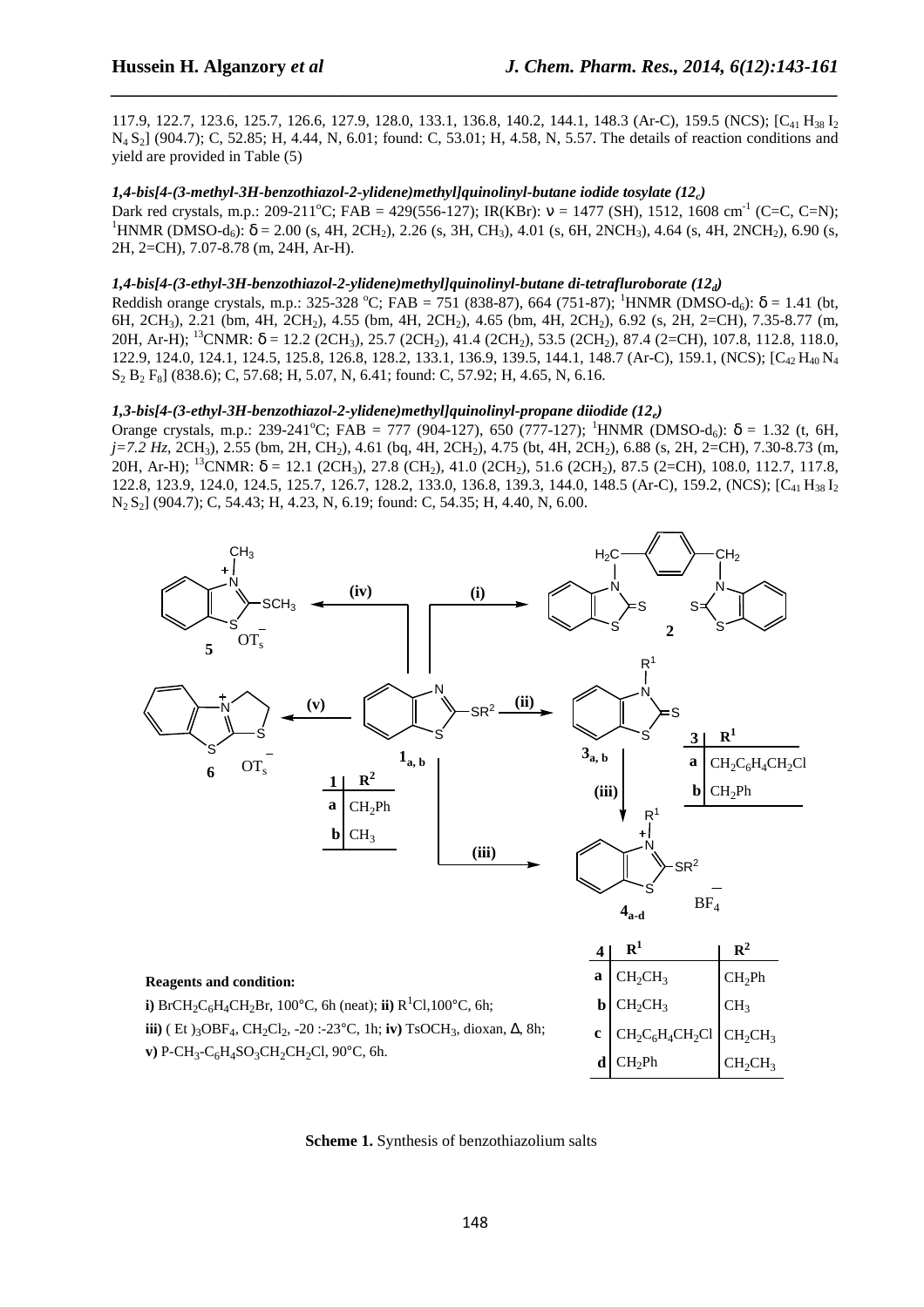117.9, 122.7, 123.6, 125.7, 126.6, 127.9, 128.0, 133.1, 136.8, 140.2, 144.1, 148.3 (Ar-C), 159.5 (NCS); [$C_{41}H_{38}I_2N_4S_2$] (904.7); C, 52.85; H, 4.44, N, 6.01; found: C, 53.01; H, 4.58, N, 5.57. The details of reaction conditions and yield are provided in Table (5)

### *1,4-bis[4-(3-methyl-3H-benzothiazol-2-ylidene)methyl]quinolinyl-butane iodide tosylate ($12_c$)*

Dark red crystals, m.p.: 209-211°C; FAB = 429(556-127); IR(KBr): ν = 1477 (SH), 1512, 1608 $cm^{-1}$ (C=C, C=N); $^1$HNMR (DMSO-$d_6$): δ = 2.00 (s, 4H, $2CH_2$), 2.26 (s, 3H, $CH_3$), 4.01 (s, 6H, $2NCH_3$), 4.64 (s, 4H, $2NCH_2$), 6.90 (s, 2H, 2=CH), 7.07-8.78 (m, 24H, Ar-H).

### *1,4-bis[4-(3-ethyl-3H-benzothiazol-2-ylidene)methyl]quinolinyl-butane di-tetrafluroborate ($12_d$)*

Reddish orange crystals, m.p.: 325-328 °C; FAB = 751 (838-87), 664 (751-87); $^1$HNMR (DMSO-$d_6$): δ = 1.41 (bt, 6H, $2CH_3$), 2.21 (bm, 4H, $2CH_2$), 4.55 (bm, 4H, $2CH_2$), 4.65 (bm, 4H, $2CH_2$), 6.92 (s, 2H, 2=CH), 7.35-8.77 (m, 20H, Ar-H); $^{13}$CNMR: δ = 12.2 ($2CH_3$), 25.7 ($2CH_2$), 41.4 ($2CH_2$), 53.5 ($2CH_2$), 87.4 (2=CH), 107.8, 112.8, 118.0, 122.9, 124.0, 124.1, 124.5, 125.8, 126.8, 128.2, 133.1, 136.9, 139.5, 144.1, 148.7 (Ar-C), 159.1, (NCS); [$C_{42}H_{40}N_4S_2B_2F_8$] (838.6); C, 57.68; H, 5.07, N, 6.41; found: C, 57.92; H, 4.65, N, 6.16.

### *1,3-bis[4-(3-ethyl-3H-benzothiazol-2-ylidene)methyl]quinolinyl-propane diiodide ($12_e$)*

Orange crystals, m.p.: 239-241°C; FAB = 777 (904-127), 650 (777-127); $^1$HNMR (DMSO-$d_6$): δ = 1.32 (t, 6H, *j=7.2 Hz*, $2CH_3$), 2.55 (bm, 2H, $CH_2$), 4.61 (bq, 4H, $2CH_2$), 4.75 (bt, 4H, $2CH_2$), 6.88 (s, 2H, 2=CH), 7.30-8.73 (m, 20H, Ar-H); $^{13}$CNMR: δ = 12.1 ($2CH_3$), 27.8 ($CH_2$), 41.0 ($2CH_2$), 51.6 ($2CH_2$), 87.5 (2=CH), 108.0, 112.7, 117.8, 122.8, 123.9, 124.0, 124.5, 125.7, 126.7, 128.2, 133.0, 136.8, 139.3, 144.0, 148.5 (Ar-C), 159.2, (NCS); [$C_{41}H_{38}I_2N_2S_2$] (904.7); C, 54.43; H, 4.23, N, 6.19; found: C, 54.35; H, 4.40, N, 6.00.

| 1 | $R^2$ |
|---|---|
| a | $CH_2Ph$ |
| b | $CH_3$ |

| 3 | $R^1$ |
|---|---|
| a | $CH_2C_6H_4CH_2Cl$ |
| b | $CH_2Ph$ |

| 4 | $R^1$ | $R^2$ |
|---|---|---|
| a | $CH_2CH_3$ | $CH_2Ph$ |
| b | $CH_2CH_3$ | $CH_3$ |
| c | $CH_2C_6H_4CH_2Cl$ | $CH_2CH_3$ |
| d | $CH_2Ph$ | $CH_2CH_3$ |

**Reagents and condition:**

**i)** $BrCH_2C_6H_4CH_2Br$, 100°C, 6h (neat); **ii)** $R^1Cl$,100°C, 6h;
**iii)** $(Et)_3OBF_4$, $CH_2Cl_2$, -20 :-23°C, 1h; **iv)** $TsOCH_3$, dioxan, Δ, 8h;
**v)** P-$CH_3$-$C_6H_4SO_3CH_2CH_2Cl$, 90°C, 6h.

**Scheme 1.** Synthesis of benzothiazolium salts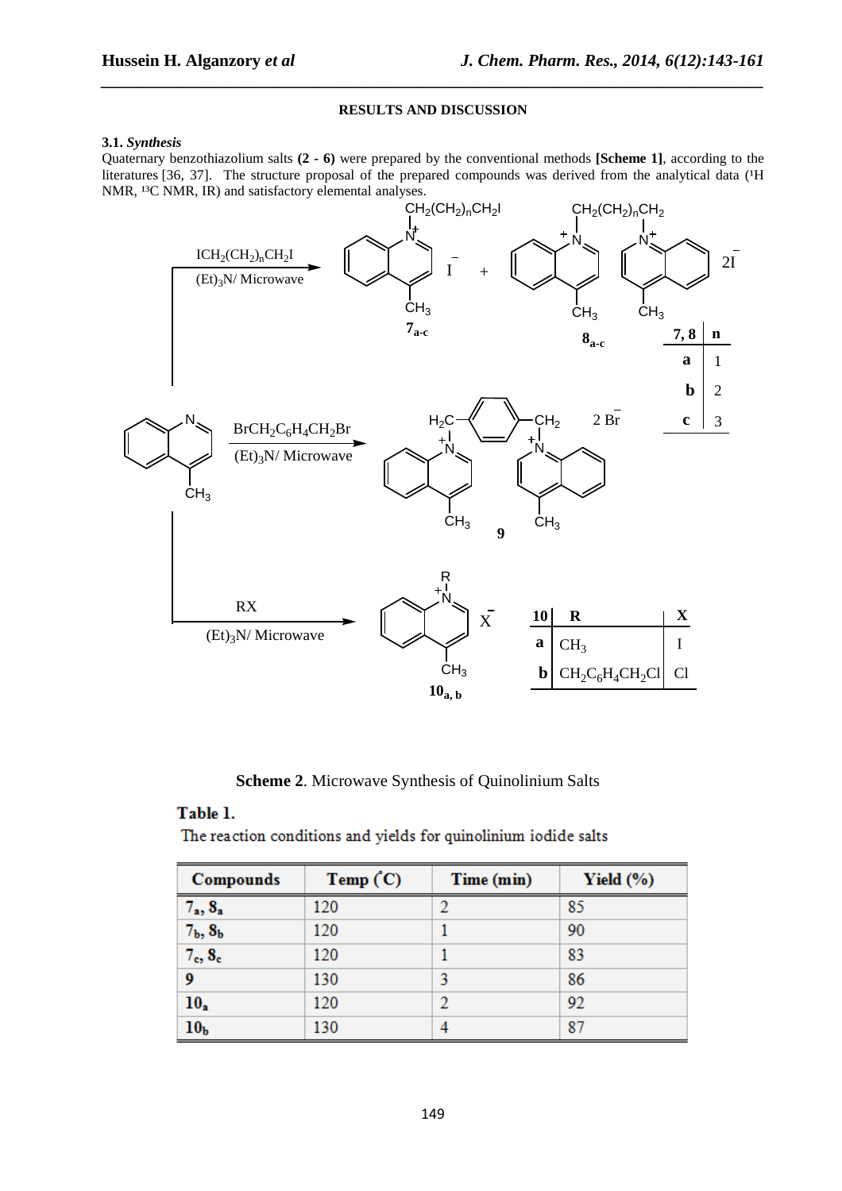## RESULTS AND DISCUSSION

### 3.1. *Synthesis*

Quaternary benzothiazolium salts **(2 - 6)** were prepared by the conventional methods **[Scheme 1]**, according to the literatures [36, 37]. The structure proposal of the prepared compounds was derived from the analytical data ($^1$H NMR, $^{13}$C NMR, IR) and satisfactory elemental analyses.

| 7, 8 | n |
|---|---|
| a | 1 |
| b | 2 |
| c | 3 |

| 10 | R | X |
|---|---|---|
| a | $CH_3$ | I |
| b | $CH_2C_6H_4CH_2Cl$ | Cl |

**Scheme 2**. Microwave Synthesis of Quinolinium Salts

**Table 1.**

The reaction conditions and yields for quinolinium iodide salts

| Compounds | Temp (°C) | Time (min) | Yield (%) |
|---|---|---|---|
| $7_a$, $8_a$ | 120 | 2 | 85 |
| $7_b$, $8_b$ | 120 | 1 | 90 |
| $7_c$, $8_c$ | 120 | 1 | 83 |
| 9 | 130 | 3 | 86 |
| $10_a$ | 120 | 2 | 92 |
| $10_b$ | 130 | 4 | 87 |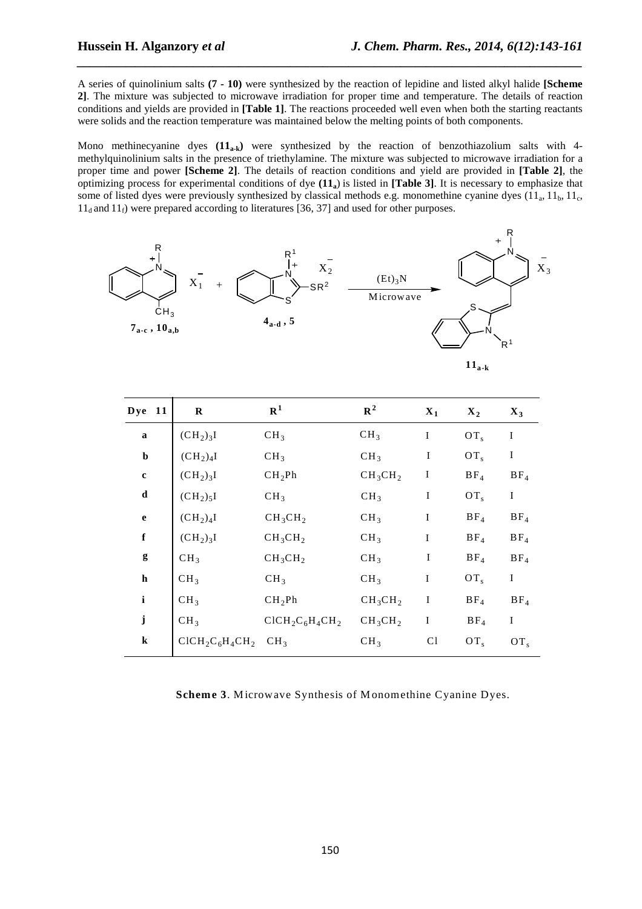A series of quinolinium salts **(7 - 10)** were synthesized by the reaction of lepidine and listed alkyl halide **[Scheme 2]**. The mixture was subjected to microwave irradiation for proper time and temperature. The details of reaction conditions and yields are provided in **[Table 1]**. The reactions proceeded well even when both the starting reactants were solids and the reaction temperature was maintained below the melting points of both components.

Mono methinecyanine dyes **($11_{a\text{-}k}$)** were synthesized by the reaction of benzothiazolium salts with 4-methylquinolinium salts in the presence of triethylamine. The mixture was subjected to microwave irradiation for a proper time and power **[Scheme 2]**. The details of reaction conditions and yield are provided in **[Table 2]**, the optimizing process for experimental conditions of dye **($11_a$)** is listed in **[Table 3]**. It is necessary to emphasize that some of listed dyes were previously synthesized by classical methods e.g. monomethine cyanine dyes ($11_a$, $11_b$, $11_c$, $11_d$ and $11_f$) were prepared according to literatures [36, 37] and used for other purposes.

$7_{a\text{-}c}$, $10_{a,b}$ + $4_{a\text{-}d}$, 5 $\xrightarrow[\text{Microwave}]{(Et)_3N}$ $11_{a\text{-}k}$

| Dye 11 | R | $R^1$ | $R^2$ | $X_1$ | $X_2$ | $X_3$ |
|---|---|---|---|---|---|---|
| a | $(CH_2)_3I$ | $CH_3$ | $CH_3$ | I | $OT_s$ | I |
| b | $(CH_2)_4I$ | $CH_3$ | $CH_3$ | I | $OT_s$ | I |
| c | $(CH_2)_3I$ | $CH_2Ph$ | $CH_3CH_2$ | I | $BF_4$ | $BF_4$ |
| d | $(CH_2)_5I$ | $CH_3$ | $CH_3$ | I | $OT_s$ | I |
| e | $(CH_2)_4I$ | $CH_3CH_2$ | $CH_3$ | I | $BF_4$ | $BF_4$ |
| f | $(CH_2)_3I$ | $CH_3CH_2$ | $CH_3$ | I | $BF_4$ | $BF_4$ |
| g | $CH_3$ | $CH_3CH_2$ | $CH_3$ | I | $BF_4$ | $BF_4$ |
| h | $CH_3$ | $CH_3$ | $CH_3$ | I | $OT_s$ | I |
| i | $CH_3$ | $CH_2Ph$ | $CH_3CH_2$ | I | $BF_4$ | $BF_4$ |
| j | $CH_3$ | $ClCH_2C_6H_4CH_2$ | $CH_3CH_2$ | I | $BF_4$ | I |
| k | $ClCH_2C_6H_4CH_2$ | $CH_3$ | $CH_3$ | Cl | $OT_s$ | $OT_s$ |

**Scheme 3**. Microwave Synthesis of Monomethine Cyanine Dyes.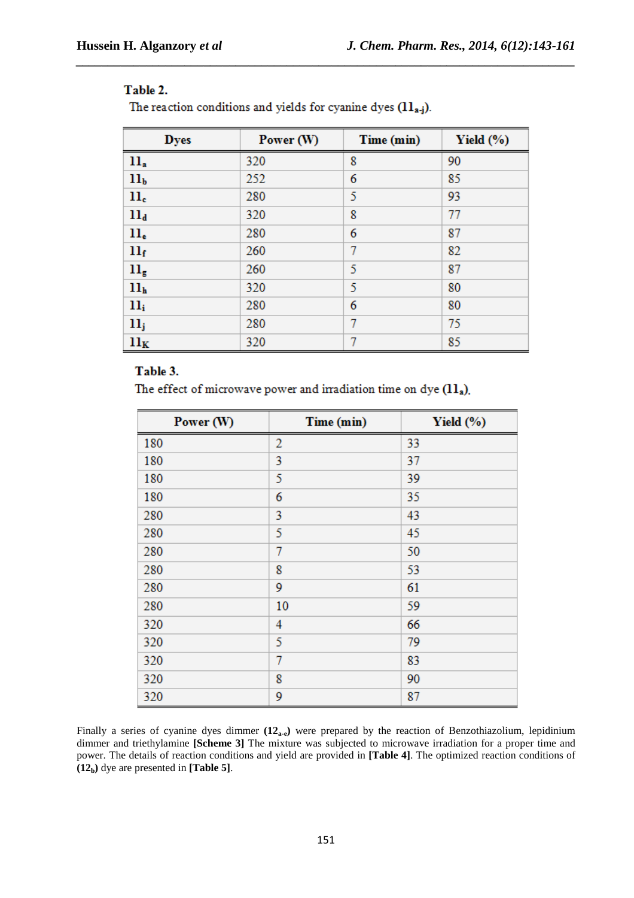**Table 2.**

The reaction conditions and yields for cyanine dyes ($11_{a\text{-}j}$).

| Dyes | Power (W) | Time (min) | Yield (%) |
|---|---|---|---|
| $11_a$ | 320 | 8 | 90 |
| $11_b$ | 252 | 6 | 85 |
| $11_c$ | 280 | 5 | 93 |
| $11_d$ | 320 | 8 | 77 |
| $11_e$ | 280 | 6 | 87 |
| $11_f$ | 260 | 7 | 82 |
| $11_g$ | 260 | 5 | 87 |
| $11_h$ | 320 | 5 | 80 |
| $11_i$ | 280 | 6 | 80 |
| $11_j$ | 280 | 7 | 75 |
| $11_K$ | 320 | 7 | 85 |

**Table 3.**

The effect of microwave power and irradiation time on dye ($11_a$).

| Power (W) | Time (min) | Yield (%) |
|---|---|---|
| 180 | 2 | 33 |
| 180 | 3 | 37 |
| 180 | 5 | 39 |
| 180 | 6 | 35 |
| 280 | 3 | 43 |
| 280 | 5 | 45 |
| 280 | 7 | 50 |
| 280 | 8 | 53 |
| 280 | 9 | 61 |
| 280 | 10 | 59 |
| 320 | 4 | 66 |
| 320 | 5 | 79 |
| 320 | 7 | 83 |
| 320 | 8 | 90 |
| 320 | 9 | 87 |

Finally a series of cyanine dyes dimmer **($12_{a\text{-}e}$)** were prepared by the reaction of Benzothiazolium, lepidinium dimmer and triethylamine **[Scheme 3]** The mixture was subjected to microwave irradiation for a proper time and power. The details of reaction conditions and yield are provided in **[Table 4]**. The optimized reaction conditions of **($12_b$)** dye are presented in **[Table 5]**.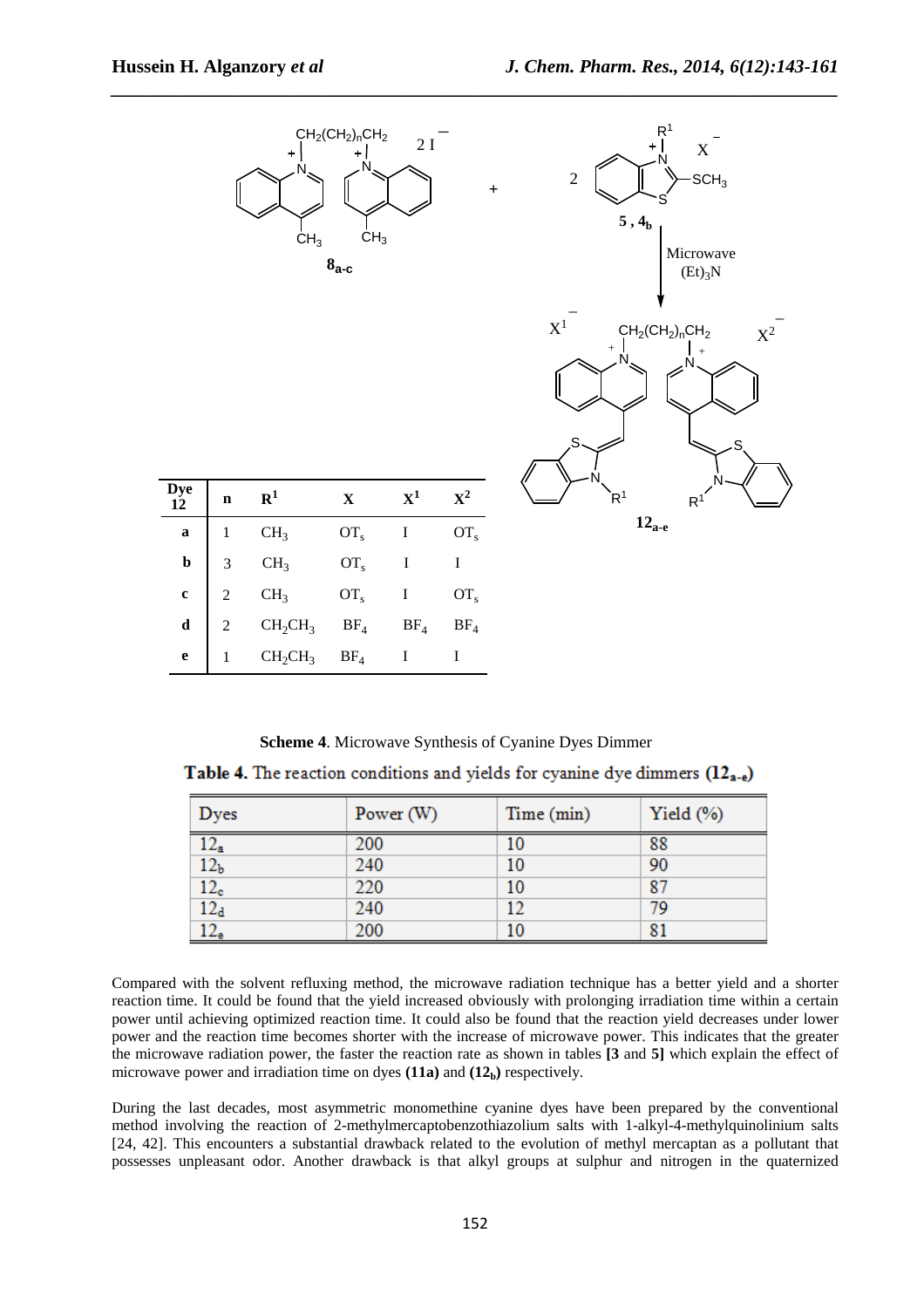| Dye 12 | n | $R^1$ | X | $X^1$ | $X^2$ |
|---|---|---|---|---|---|
| a | 1 | $CH_3$ | $OT_s$ | I | $OT_s$ |
| b | 3 | $CH_3$ | $OT_s$ | I | I |
| c | 2 | $CH_3$ | $OT_s$ | I | $OT_s$ |
| d | 2 | $CH_2CH_3$ | $BF_4$ | $BF_4$ | $BF_4$ |
| e | 1 | $CH_2CH_3$ | $BF_4$ | I | I |

**Scheme 4**. Microwave Synthesis of Cyanine Dyes Dimmer

**Table 4.** The reaction conditions and yields for cyanine dye dimmers ($12_{a-e}$)

| Dyes | Power (W) | Time (min) | Yield (%) |
|---|---|---|---|
| $12_a$ | 200 | 10 | 88 |
| $12_b$ | 240 | 10 | 90 |
| $12_c$ | 220 | 10 | 87 |
| $12_d$ | 240 | 12 | 79 |
| $12_e$ | 200 | 10 | 81 |

Compared with the solvent refluxing method, the microwave radiation technique has a better yield and a shorter reaction time. It could be found that the yield increased obviously with prolonging irradiation time within a certain power until achieving optimized reaction time. It could also be found that the reaction yield decreases under lower power and the reaction time becomes shorter with the increase of microwave power. This indicates that the greater the microwave radiation power, the faster the reaction rate as shown in tables **[3** and **5]** which explain the effect of microwave power and irradiation time on dyes **(11a)** and **($12_b$)** respectively.

During the last decades, most asymmetric monomethine cyanine dyes have been prepared by the conventional method involving the reaction of 2-methylmercaptobenzothiazolium salts with 1-alkyl-4-methylquinolinium salts [24, 42]. This encounters a substantial drawback related to the evolution of methyl mercaptan as a pollutant that possesses unpleasant odor. Another drawback is that alkyl groups at sulphur and nitrogen in the quaternized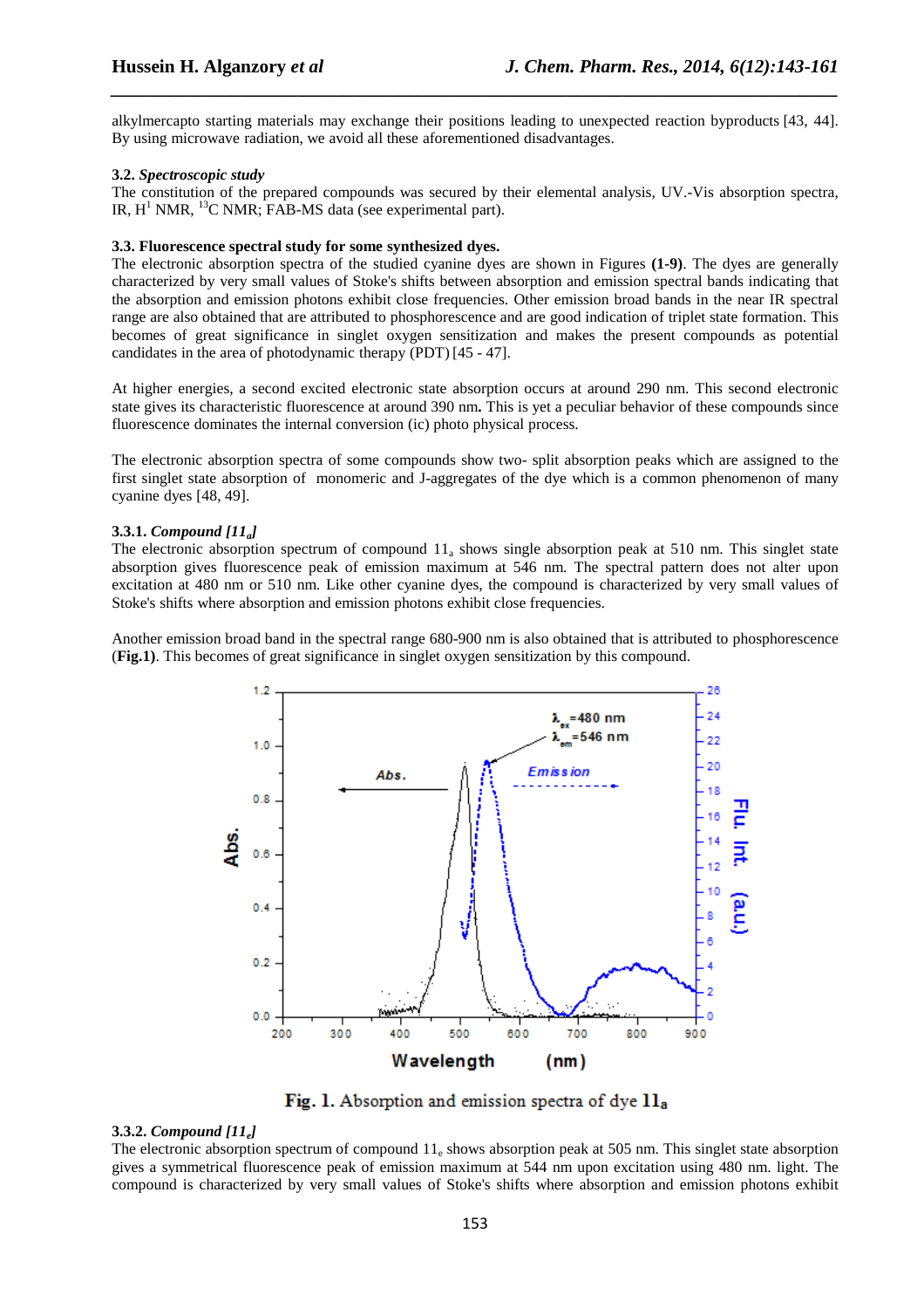alkylmercapto starting materials may exchange their positions leading to unexpected reaction byproducts [43, 44]. By using microwave radiation, we avoid all these aforementioned disadvantages.

### 3.2. *Spectroscopic study*

The constitution of the prepared compounds was secured by their elemental analysis, UV.-Vis absorption spectra, IR, $H^1$ NMR, $^{13}C$ NMR; FAB-MS data (see experimental part).

### 3.3. Fluorescence spectral study for some synthesized dyes.

The electronic absorption spectra of the studied cyanine dyes are shown in Figures **(1-9)**. The dyes are generally characterized by very small values of Stoke's shifts between absorption and emission spectral bands indicating that the absorption and emission photons exhibit close frequencies. Other emission broad bands in the near IR spectral range are also obtained that are attributed to phosphorescence and are good indication of triplet state formation. This becomes of great significance in singlet oxygen sensitization and makes the present compounds as potential candidates in the area of photodynamic therapy (PDT) [45 - 47].

At higher energies, a second excited electronic state absorption occurs at around 290 nm. This second electronic state gives its characteristic fluorescence at around 390 nm**.** This is yet a peculiar behavior of these compounds since fluorescence dominates the internal conversion (ic) photo physical process.

The electronic absorption spectra of some compounds show two- split absorption peaks which are assigned to the first singlet state absorption of monomeric and J-aggregates of the dye which is a common phenomenon of many cyanine dyes [48, 49].

#### 3.3.1. *Compound [$11_a$]*

The electronic absorption spectrum of compound $11_a$ shows single absorption peak at 510 nm. This singlet state absorption gives fluorescence peak of emission maximum at 546 nm. The spectral pattern does not alter upon excitation at 480 nm or 510 nm. Like other cyanine dyes, the compound is characterized by very small values of Stoke's shifts where absorption and emission photons exhibit close frequencies.

Another emission broad band in the spectral range 680-900 nm is also obtained that is attributed to phosphorescence (**Fig.1**). This becomes of great significance in singlet oxygen sensitization by this compound.

**Fig. 1.** Absorption and emission spectra of dye $11_a$

#### 3.3.2. *Compound [$11_e$]*

The electronic absorption spectrum of compound $11_e$ shows absorption peak at 505 nm. This singlet state absorption gives a symmetrical fluorescence peak of emission maximum at 544 nm upon excitation using 480 nm. light. The compound is characterized by very small values of Stoke's shifts where absorption and emission photons exhibit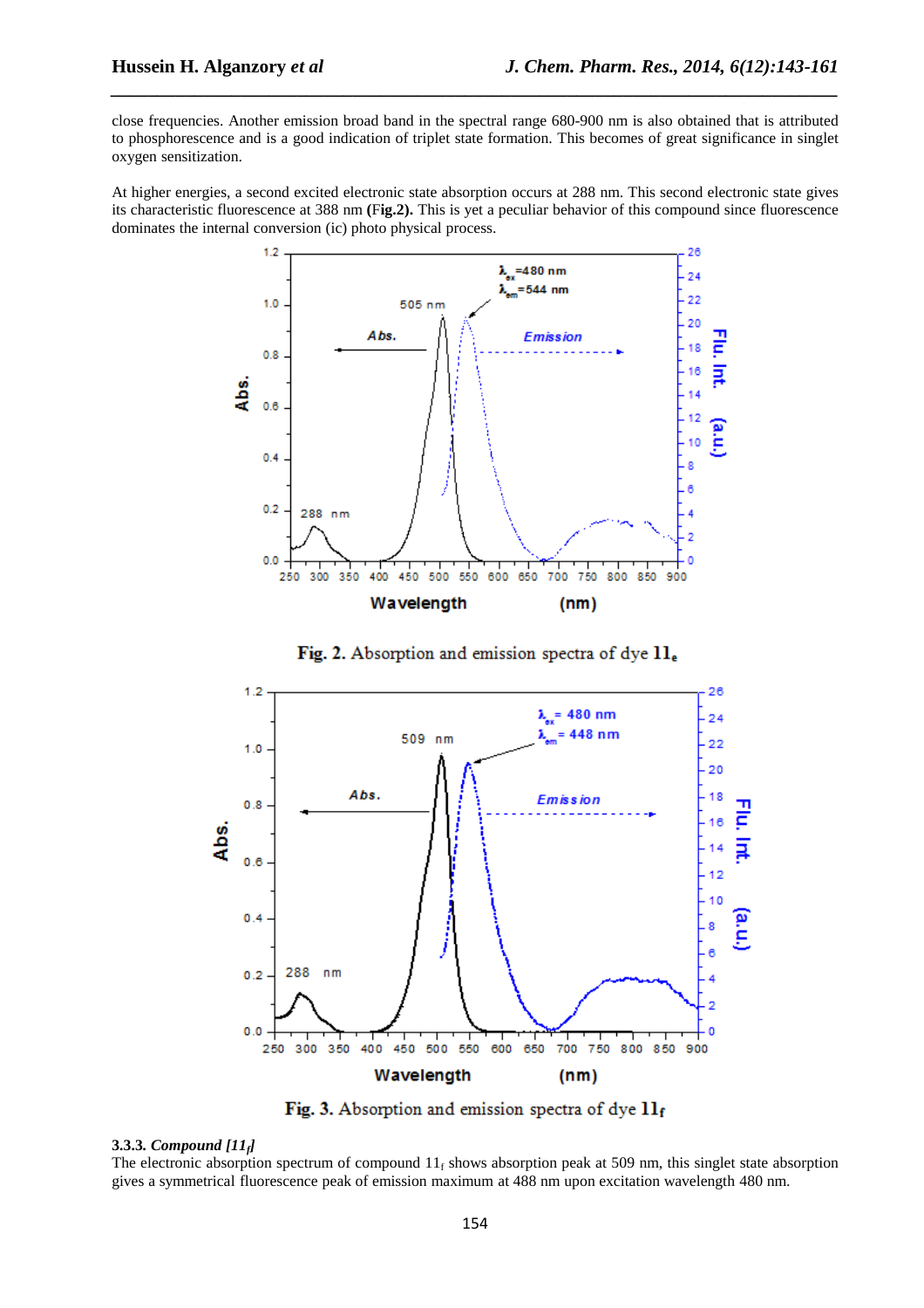close frequencies. Another emission broad band in the spectral range 680-900 nm is also obtained that is attributed to phosphorescence and is a good indication of triplet state formation. This becomes of great significance in singlet oxygen sensitization.

At higher energies, a second excited electronic state absorption occurs at 288 nm. This second electronic state gives its characteristic fluorescence at 388 nm **(Fig.2).** This is yet a peculiar behavior of this compound since fluorescence dominates the internal conversion (ic) photo physical process.

**Fig. 2.** Absorption and emission spectra of dye $\mathbf{11_e}$

**Fig. 3.** Absorption and emission spectra of dye $\mathbf{11_f}$

**3.3.3.** ***Compound [$11_f$]***

The electronic absorption spectrum of compound $11_f$ shows absorption peak at 509 nm, this singlet state absorption gives a symmetrical fluorescence peak of emission maximum at 488 nm upon excitation wavelength 480 nm.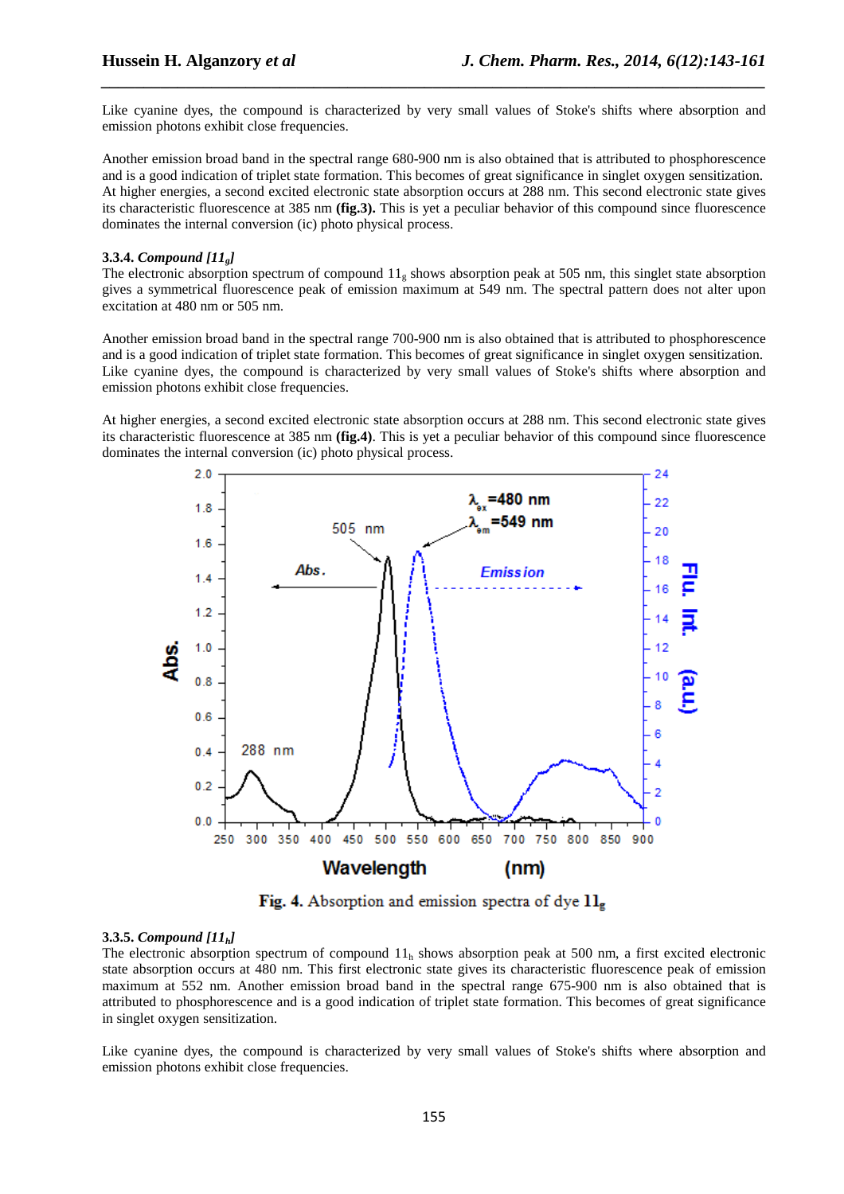Like cyanine dyes, the compound is characterized by very small values of Stoke's shifts where absorption and emission photons exhibit close frequencies.

Another emission broad band in the spectral range 680-900 nm is also obtained that is attributed to phosphorescence and is a good indication of triplet state formation. This becomes of great significance in singlet oxygen sensitization. At higher energies, a second excited electronic state absorption occurs at 288 nm. This second electronic state gives its characteristic fluorescence at 385 nm **(fig.3).** This is yet a peculiar behavior of this compound since fluorescence dominates the internal conversion (ic) photo physical process.

#### 3.3.4. *Compound [$11_g$]*

The electronic absorption spectrum of compound $11_g$ shows absorption peak at 505 nm, this singlet state absorption gives a symmetrical fluorescence peak of emission maximum at 549 nm. The spectral pattern does not alter upon excitation at 480 nm or 505 nm.

Another emission broad band in the spectral range 700-900 nm is also obtained that is attributed to phosphorescence and is a good indication of triplet state formation. This becomes of great significance in singlet oxygen sensitization. Like cyanine dyes, the compound is characterized by very small values of Stoke's shifts where absorption and emission photons exhibit close frequencies.

At higher energies, a second excited electronic state absorption occurs at 288 nm. This second electronic state gives its characteristic fluorescence at 385 nm **(fig.4)**. This is yet a peculiar behavior of this compound since fluorescence dominates the internal conversion (ic) photo physical process.

**Fig. 4.** Absorption and emission spectra of dye $\mathbf{11_g}$

#### 3.3.5. *Compound [$11_h$]*

The electronic absorption spectrum of compound $11_h$ shows absorption peak at 500 nm, a first excited electronic state absorption occurs at 480 nm. This first electronic state gives its characteristic fluorescence peak of emission maximum at 552 nm. Another emission broad band in the spectral range 675-900 nm is also obtained that is attributed to phosphorescence and is a good indication of triplet state formation. This becomes of great significance in singlet oxygen sensitization.

Like cyanine dyes, the compound is characterized by very small values of Stoke's shifts where absorption and emission photons exhibit close frequencies.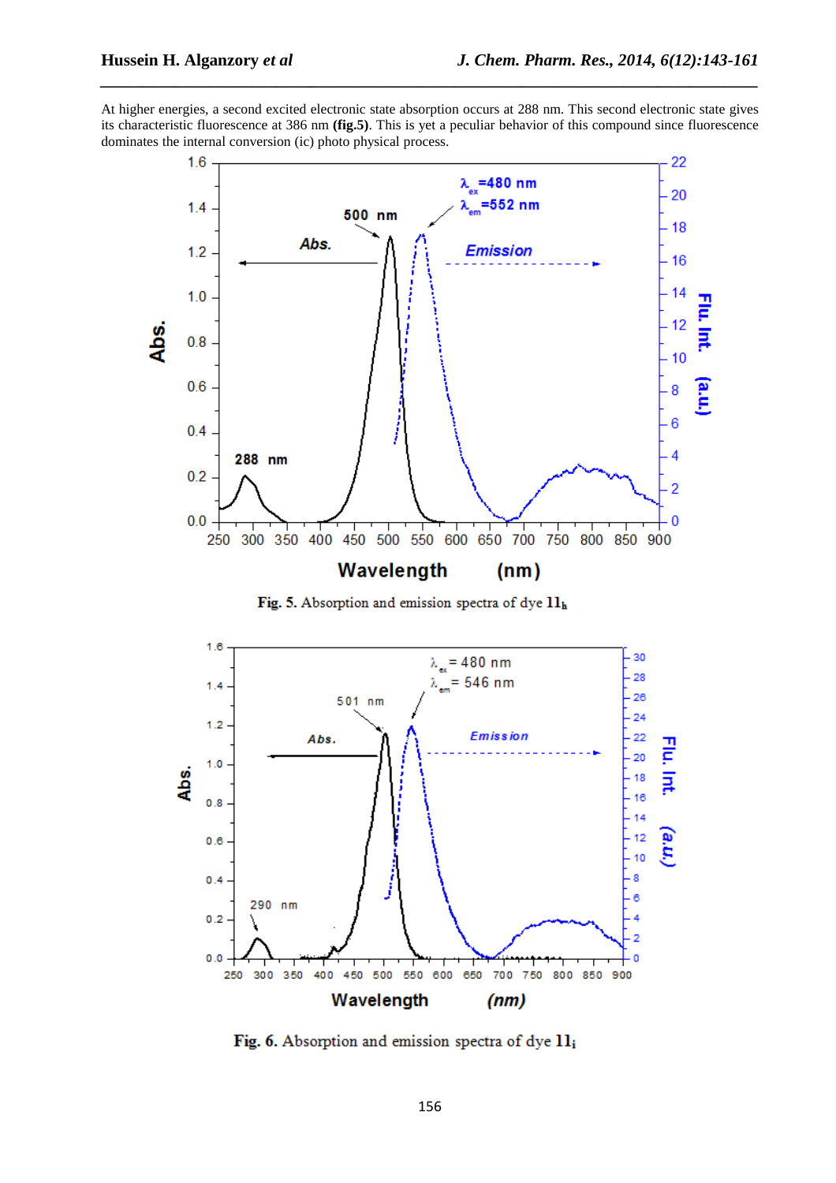At higher energies, a second excited electronic state absorption occurs at 288 nm. This second electronic state gives its characteristic fluorescence at 386 nm **(fig.5)**. This is yet a peculiar behavior of this compound since fluorescence dominates the internal conversion (ic) photo physical process.

**Fig. 5.** Absorption and emission spectra of dye $\mathbf{11_h}$

**Fig. 6.** Absorption and emission spectra of dye $\mathbf{11_i}$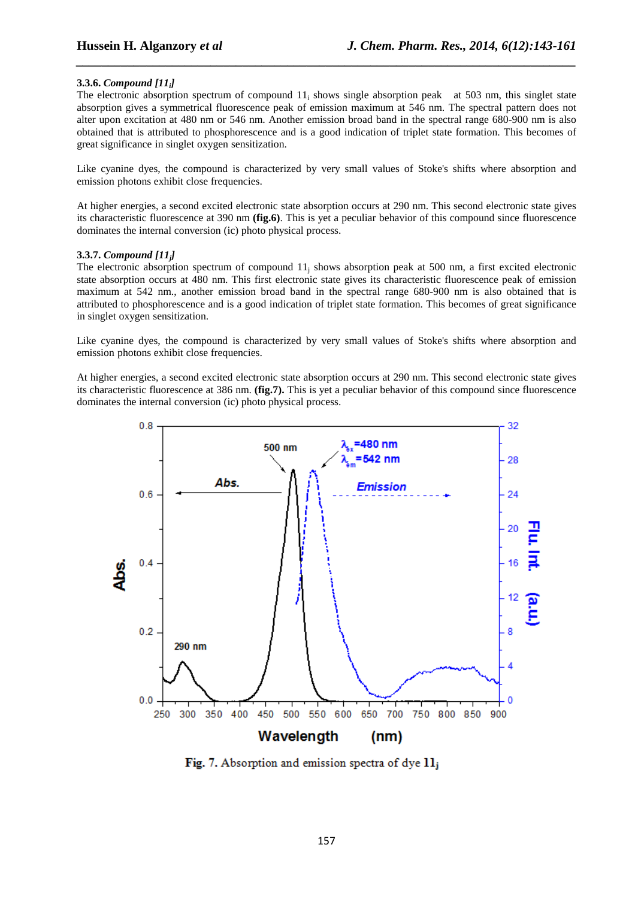### 3.3.6. *Compound [11$_i$]*

The electronic absorption spectrum of compound 11$_i$ shows single absorption peak at 503 nm, this singlet state absorption gives a symmetrical fluorescence peak of emission maximum at 546 nm. The spectral pattern does not alter upon excitation at 480 nm or 546 nm. Another emission broad band in the spectral range 680-900 nm is also obtained that is attributed to phosphorescence and is a good indication of triplet state formation. This becomes of great significance in singlet oxygen sensitization.

Like cyanine dyes, the compound is characterized by very small values of Stoke's shifts where absorption and emission photons exhibit close frequencies.

At higher energies, a second excited electronic state absorption occurs at 290 nm. This second electronic state gives its characteristic fluorescence at 390 nm **(fig.6)**. This is yet a peculiar behavior of this compound since fluorescence dominates the internal conversion (ic) photo physical process.

### 3.3.7. *Compound [11$_j$]*

The electronic absorption spectrum of compound 11$_j$ shows absorption peak at 500 nm, a first excited electronic state absorption occurs at 480 nm. This first electronic state gives its characteristic fluorescence peak of emission maximum at 542 nm., another emission broad band in the spectral range 680-900 nm is also obtained that is attributed to phosphorescence and is a good indication of triplet state formation. This becomes of great significance in singlet oxygen sensitization.

Like cyanine dyes, the compound is characterized by very small values of Stoke's shifts where absorption and emission photons exhibit close frequencies.

At higher energies, a second excited electronic state absorption occurs at 290 nm. This second electronic state gives its characteristic fluorescence at 386 nm. **(fig.7).** This is yet a peculiar behavior of this compound since fluorescence dominates the internal conversion (ic) photo physical process.

**Fig. 7.** Absorption and emission spectra of dye **11$_j$**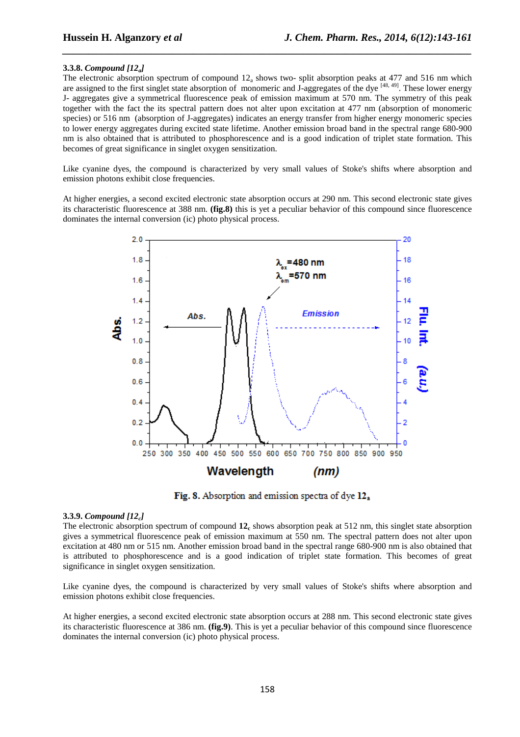### 3.3.8. *Compound [12$_a$]*

The electronic absorption spectrum of compound $12_a$ shows two- split absorption peaks at 477 and 516 nm which are assigned to the first singlet state absorption of monomeric and J-aggregates of the dye [48, 49]. These lower energy J- aggregates give a symmetrical fluorescence peak of emission maximum at 570 nm. The symmetry of this peak together with the fact the its spectral pattern does not alter upon excitation at 477 nm (absorption of monomeric species) or 516 nm (absorption of J-aggregates) indicates an energy transfer from higher energy monomeric species to lower energy aggregates during excited state lifetime. Another emission broad band in the spectral range 680-900 nm is also obtained that is attributed to phosphorescence and is a good indication of triplet state formation. This becomes of great significance in singlet oxygen sensitization.

Like cyanine dyes, the compound is characterized by very small values of Stoke's shifts where absorption and emission photons exhibit close frequencies.

At higher energies, a second excited electronic state absorption occurs at 290 nm. This second electronic state gives its characteristic fluorescence at 388 nm. **(fig.8)** this is yet a peculiar behavior of this compound since fluorescence dominates the internal conversion (ic) photo physical process.

**Fig. 8.** Absorption and emission spectra of dye **12$_a$**

### 3.3.9. *Compound [12$_c$]*

The electronic absorption spectrum of compound **12$_c$** shows absorption peak at 512 nm, this singlet state absorption gives a symmetrical fluorescence peak of emission maximum at 550 nm. The spectral pattern does not alter upon excitation at 480 nm or 515 nm. Another emission broad band in the spectral range 680-900 nm is also obtained that is attributed to phosphorescence and is a good indication of triplet state formation. This becomes of great significance in singlet oxygen sensitization.

Like cyanine dyes, the compound is characterized by very small values of Stoke's shifts where absorption and emission photons exhibit close frequencies.

At higher energies, a second excited electronic state absorption occurs at 288 nm. This second electronic state gives its characteristic fluorescence at 386 nm. **(fig.9)**. This is yet a peculiar behavior of this compound since fluorescence dominates the internal conversion (ic) photo physical process.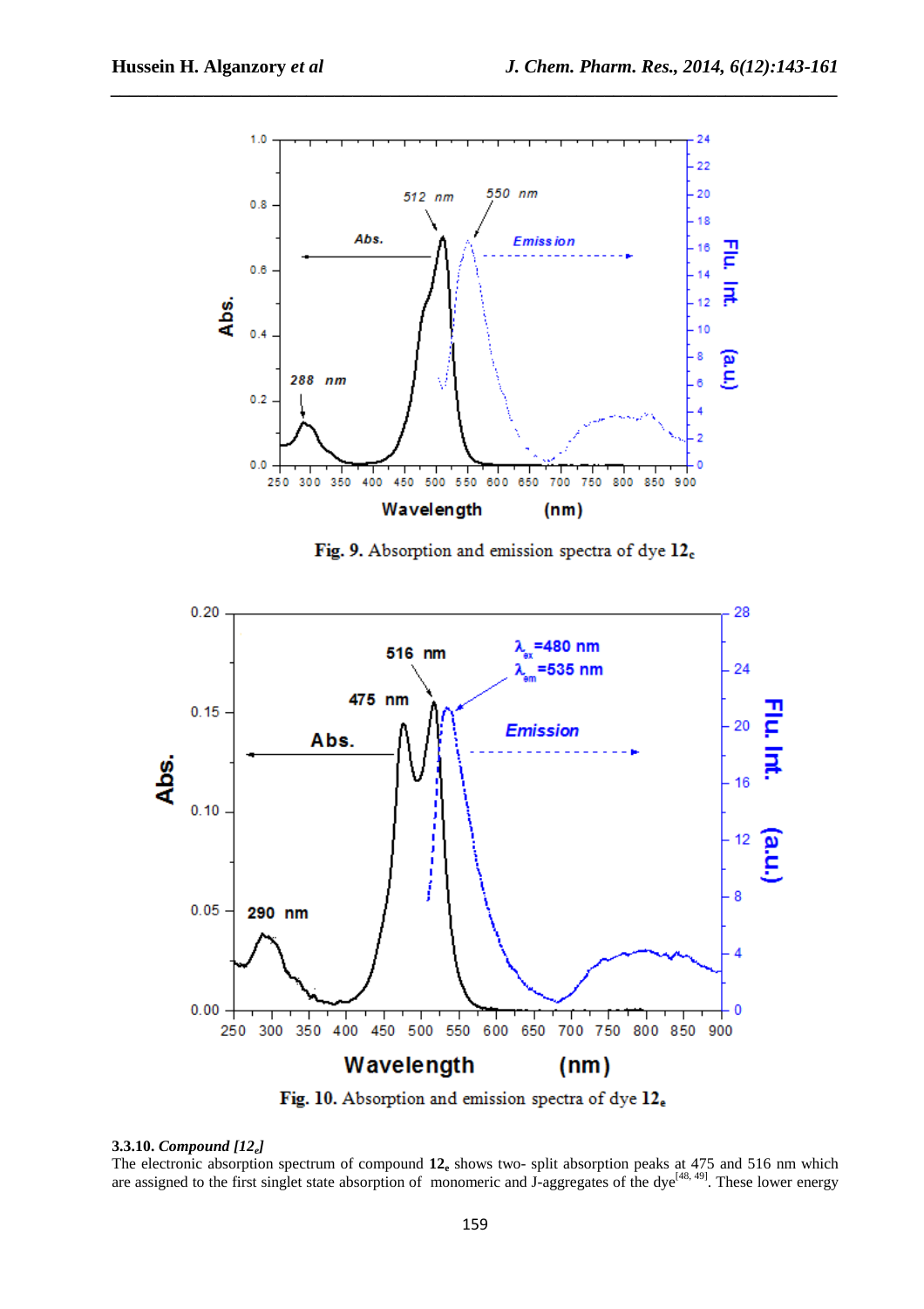Fig. 9. Absorption and emission spectra of dye $12_c$

Fig. 10. Absorption and emission spectra of dye $12_e$

**3.3.10. *Compound [$12_e$]***

The electronic absorption spectrum of compound $\mathbf{12_e}$ shows two- split absorption peaks at 475 and 516 nm which are assigned to the first singlet state absorption of monomeric and J-aggregates of the dye[48, 49]. These lower energy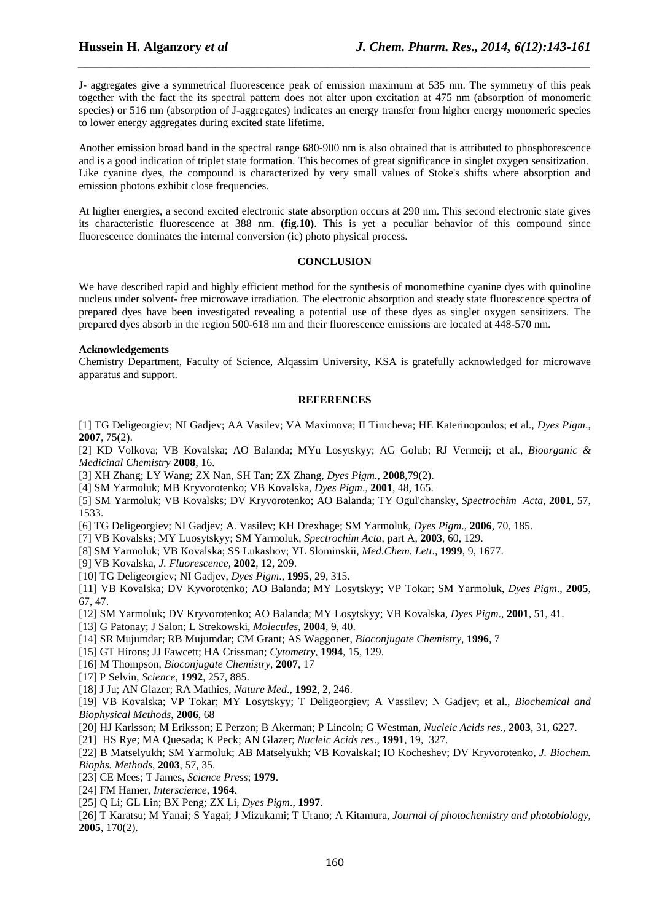J- aggregates give a symmetrical fluorescence peak of emission maximum at 535 nm. The symmetry of this peak together with the fact the its spectral pattern does not alter upon excitation at 475 nm (absorption of monomeric species) or 516 nm (absorption of J-aggregates) indicates an energy transfer from higher energy monomeric species to lower energy aggregates during excited state lifetime.

Another emission broad band in the spectral range 680-900 nm is also obtained that is attributed to phosphorescence and is a good indication of triplet state formation. This becomes of great significance in singlet oxygen sensitization. Like cyanine dyes, the compound is characterized by very small values of Stoke's shifts where absorption and emission photons exhibit close frequencies.

At higher energies, a second excited electronic state absorption occurs at 290 nm. This second electronic state gives its characteristic fluorescence at 388 nm. **(fig.10)**. This is yet a peculiar behavior of this compound since fluorescence dominates the internal conversion (ic) photo physical process.

## CONCLUSION

We have described rapid and highly efficient method for the synthesis of monomethine cyanine dyes with quinoline nucleus under solvent- free microwave irradiation. The electronic absorption and steady state fluorescence spectra of prepared dyes have been investigated revealing a potential use of these dyes as singlet oxygen sensitizers. The prepared dyes absorb in the region 500-618 nm and their fluorescence emissions are located at 448-570 nm.

**Acknowledgements**

Chemistry Department, Faculty of Science, Alqassim University, KSA is gratefully acknowledged for microwave apparatus and support.

## REFERENCES

[1] TG Deligeorgiev; NI Gadjev; AA Vasilev; VA Maximova; II Timcheva; HE Katerinopoulos; et al., *Dyes Pigm*., **2007**, 75(2).

[2] KD Volkova; VB Kovalska; AO Balanda; MYu Losytskyy; AG Golub; RJ Vermeij; et al., *Bioorganic & Medicinal Chemistry* **2008**, 16.

[3] XH Zhang; LY Wang; ZX Nan, SH Tan; ZX Zhang, *Dyes Pigm.*, **2008**,79(2).

[4] SM Yarmoluk; MB Kryvorotenko; VB Kovalska, *Dyes Pigm*., **2001**, 48, 165.

[5] SM Yarmoluk; VB Kovalsks; DV Kryvorotenko; AO Balanda; TY Ogul'chansky, *Spectrochim Acta*, **2001**, 57, 1533.

[6] TG Deligeorgiev; NI Gadjev; A. Vasilev; KH Drexhage; SM Yarmoluk, *Dyes Pigm*., **2006**, 70, 185.

[7] VB Kovalsks; MY Luosytskyy; SM Yarmoluk, *Spectrochim Acta*, part A, **2003**, 60, 129.

[8] SM Yarmoluk; VB Kovalska; SS Lukashov; YL Slominskii, *Med.Chem. Lett*., **1999**, 9, 1677.

[9] VB Kovalska, *J. Fluorescence*, **2002**, 12, 209.

[10] TG Deligeorgiev; NI Gadjev, *Dyes Pigm*., **1995**, 29, 315.

[11] VB Kovalska; DV Kyvorotenko; AO Balanda; MY Losytskyy; VP Tokar; SM Yarmoluk, *Dyes Pigm*., **2005**, 67, 47.

[12] SM Yarmoluk; DV Kryvorotenko; AO Balanda; MY Losytskyy; VB Kovalska, *Dyes Pigm*., **2001**, 51, 41.

[13] G Patonay; J Salon; L Strekowski, *Molecules*, **2004**, 9, 40.

[14] SR Mujumdar; RB Mujumdar; CM Grant; AS Waggoner, *Bioconjugate Chemistry*, **1996**, 7

[15] GT Hirons; JJ Fawcett; HA Crissman; *Cytometry*, **1994**, 15, 129.

[16] M Thompson, *Bioconjugate Chemistry*, **2007**, 17

[17] P Selvin, *Science*, **1992**, 257, 885.

[18] J Ju; AN Glazer; RA Mathies, *Nature Med*., **1992**, 2, 246.

[19] VB Kovalska; VP Tokar; MY Losytskyy; T Deligeorgiev; A Vassilev; N Gadjev; et al., *Biochemical and Biophysical Methods*, **2006**, 68

[20] HJ Karlsson; M Eriksson; E Perzon; B Akerman; P Lincoln; G Westman, *Nucleic Acids res.*, **2003**, 31, 6227.

[21] HS Rye; MA Quesada; K Peck; AN Glazer; *Nucleic Acids res*., **1991**, 19, 327.

[22] B Matselyukh; SM Yarmoluk; AB Matselyukh; VB KovalskaI; IO Kocheshev; DV Kryvorotenko, *J. Biochem. Biophs. Methods*, **2003**, 57, 35.

[23] CE Mees; T James, *Science Press*; **1979**.

[24] FM Hamer, *Interscience*, **1964**.

[25] Q Li; GL Lin; BX Peng; ZX Li, *Dyes Pigm*., **1997**.

[26] T Karatsu; M Yanai; S Yagai; J Mizukami; T Urano; A Kitamura, *Journal of photochemistry and photobiology*, **2005**, 170(2).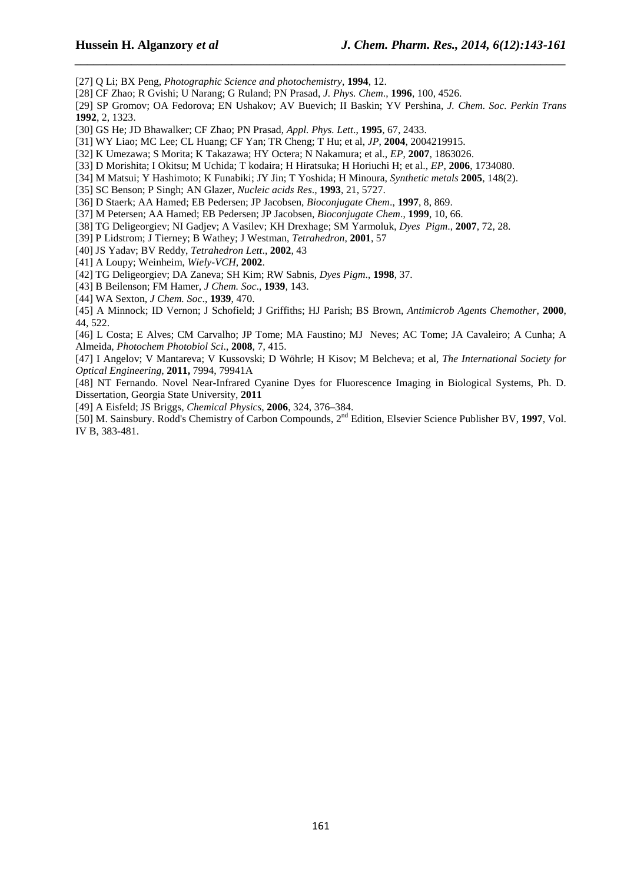[27] Q Li; BX Peng, *Photographic Science and photochemistry*, **1994**, 12.

[28] CF Zhao; R Gvishi; U Narang; G Ruland; PN Prasad, *J. Phys. Chem*., **1996**, 100, 4526.

[29] SP Gromov; OA Fedorova; EN Ushakov; AV Buevich; II Baskin; YV Pershina, *J. Chem. Soc. Perkin Trans* **1992**, 2, 1323.

[30] GS He; JD Bhawalker; CF Zhao; PN Prasad, *Appl. Phys. Lett*., **1995**, 67, 2433.

[31] WY Liao; MC Lee; CL Huang; CF Yan; TR Cheng; T Hu; et al, *JP*, **2004**, 2004219915.

[32] K Umezawa; S Morita; K Takazawa; HY Octera; N Nakamura; et al., *EP*, **2007**, 1863026.

[33] D Morishita; I Okitsu; M Uchida; T kodaira; H Hiratsuka; H Horiuchi H; et al., *EP*, **2006**, 1734080.

[34] M Matsui; Y Hashimoto; K Funabiki; JY Jin; T Yoshida; H Minoura, *Synthetic metals* **2005**, 148(2).

[35] SC Benson; P Singh; AN Glazer, *Nucleic acids Res*., **1993**, 21, 5727.

[36] D Staerk; AA Hamed; EB Pedersen; JP Jacobsen, *Bioconjugate Chem*., **1997**, 8, 869.

[37] M Petersen; AA Hamed; EB Pedersen; JP Jacobsen, *Bioconjugate Chem*., **1999**, 10, 66.

[38] TG Deligeorgiev; NI Gadjev; A Vasilev; KH Drexhage; SM Yarmoluk, *Dyes Pigm*., **2007**, 72, 28.

[39] P Lidstrom; J Tierney; B Wathey; J Westman, *Tetrahedron*, **2001**, 57

[40] JS Yadav; BV Reddy, *Tetrahedron Lett*., **2002**, 43

[41] A Loupy; Weinheim, *Wiely-VCH*, **2002**.

[42] TG Deligeorgiev; DA Zaneva; SH Kim; RW Sabnis, *Dyes Pigm*., **1998**, 37.

[43] B Beilenson; FM Hamer, *J Chem. Soc*., **1939**, 143.

[44] WA Sexton, *J Chem. Soc*., **1939**, 470.

[45] A Minnock; ID Vernon; J Schofield; J Griffiths; HJ Parish; BS Brown, *Antimicrob Agents Chemother*, **2000**, 44, 522.

[46] L Costa; E Alves; CM Carvalho; JP Tome; MA Faustino; MJ Neves; AC Tome; JA Cavaleiro; A Cunha; A Almeida, *Photochem Photobiol Sci*., **2008**, 7, 415.

[47] I Angelov; V Mantareva; V Kussovski; D Wöhrle; H Kisov; M Belcheva; et al, *The International Society for Optical Engineering*, **2011,** 7994, 79941A

[48] NT Fernando. Novel Near-Infrared Cyanine Dyes for Fluorescence Imaging in Biological Systems, Ph. D. Dissertation, Georgia State University, **2011**

[49] A Eisfeld; JS Briggs, *Chemical Physics*, **2006**, 324, 376–384.

[50] M. Sainsbury. Rodd's Chemistry of Carbon Compounds, 2nd Edition, Elsevier Science Publisher BV, **1997**, Vol. IV B, 383-481.